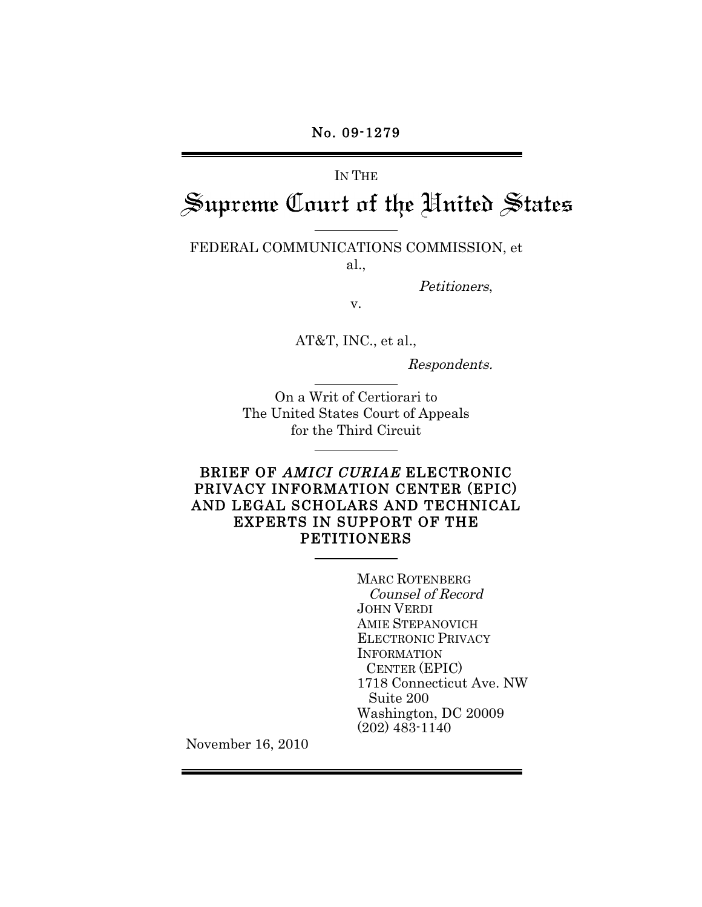No. 09-1279

IN THE

# Supreme Court of the United States

FEDERAL COMMUNICATIONS COMMISSION, et al.,

*Petitioners*,

v.

AT&T, INC., et al.,

*Respondents.*

On a Writ of Certiorari to
The United States Court of Appeals
for the Third Circuit

## BRIEF OF *AMICI CURIAE* ELECTRONIC PRIVACY INFORMATION CENTER (EPIC) AND LEGAL SCHOLARS AND TECHNICAL EXPERTS IN SUPPORT OF THE PETITIONERS

MARC ROTENBERG
*Counsel of Record*
JOHN VERDI
AMIE STEPANOVICH
ELECTRONIC PRIVACY INFORMATION CENTER (EPIC)
1718 Connecticut Ave. NW
Suite 200
Washington, DC 20009
(202) 483-1140

November 16, 2010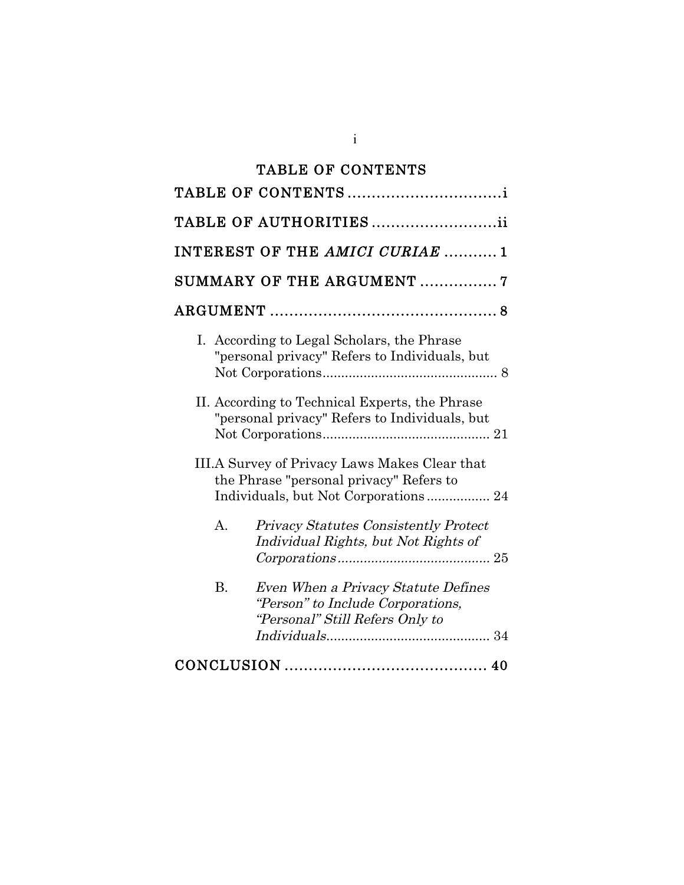# TABLE OF CONTENTS

TABLE OF CONTENTS ................................i

TABLE OF AUTHORITIES ..........................ii

INTEREST OF THE *AMICI CURIAE* ........... 1

SUMMARY OF THE ARGUMENT ................ 7

ARGUMENT ............................................... 8

I. According to Legal Scholars, the Phrase "personal privacy" Refers to Individuals, but Not Corporations............................................... 8

II. According to Technical Experts, the Phrase "personal privacy" Refers to Individuals, but Not Corporations............................................. 21

III. A Survey of Privacy Laws Makes Clear that the Phrase "personal privacy" Refers to Individuals, but Not Corporations................. 24

A. *Privacy Statutes Consistently Protect Individual Rights, but Not Rights of Corporations*......................................... 25

B. *Even When a Privacy Statute Defines "Person" to Include Corporations, "Personal" Still Refers Only to Individuals*............................................ 34

CONCLUSION .......................................... 40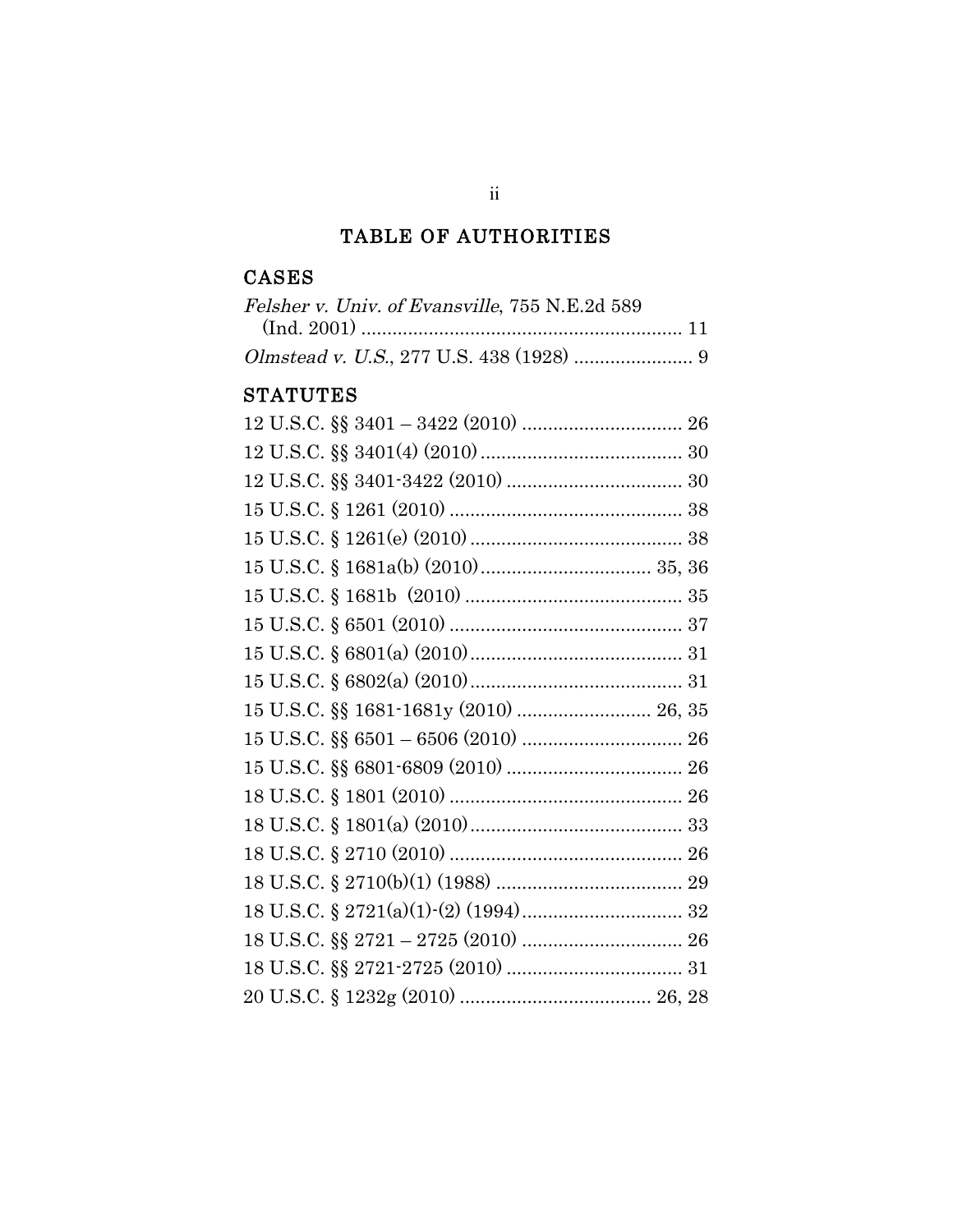# TABLE OF AUTHORITIES

## CASES

*Felsher v. Univ. of Evansville*, 755 N.E.2d 589 (Ind. 2001) .............................................................. 11

*Olmstead v. U.S.*, 277 U.S. 438 (1928) ....................... 9

## STATUTES

12 U.S.C. §§ 3401 – 3422 (2010) ............................... 26

12 U.S.C. §§ 3401(4) (2010) ....................................... 30

12 U.S.C. §§ 3401-3422 (2010) .................................. 30

15 U.S.C. § 1261 (2010) ............................................. 38

15 U.S.C. § 1261(e) (2010) ......................................... 38

15 U.S.C. § 1681a(b) (2010) ................................. 35, 36

15 U.S.C. § 1681b (2010) ........................................... 35

15 U.S.C. § 6501 (2010) ............................................. 37

15 U.S.C. § 6801(a) (2010) ......................................... 31

15 U.S.C. § 6802(a) (2010) ......................................... 31

15 U.S.C. §§ 1681-1681y (2010) .......................... 26, 35

15 U.S.C. §§ 6501 – 6506 (2010) ............................... 26

15 U.S.C. §§ 6801-6809 (2010) .................................. 26

18 U.S.C. § 1801 (2010) ............................................. 26

18 U.S.C. § 1801(a) (2010) ......................................... 33

18 U.S.C. § 2710 (2010) ............................................. 26

18 U.S.C. § 2710(b)(1) (1988) .................................... 29

18 U.S.C. § 2721(a)(1)-(2) (1994) ............................... 32

18 U.S.C. §§ 2721 – 2725 (2010) ............................... 26

18 U.S.C. §§ 2721-2725 (2010) .................................. 31

20 U.S.C. § 1232g (2010) ..................................... 26, 28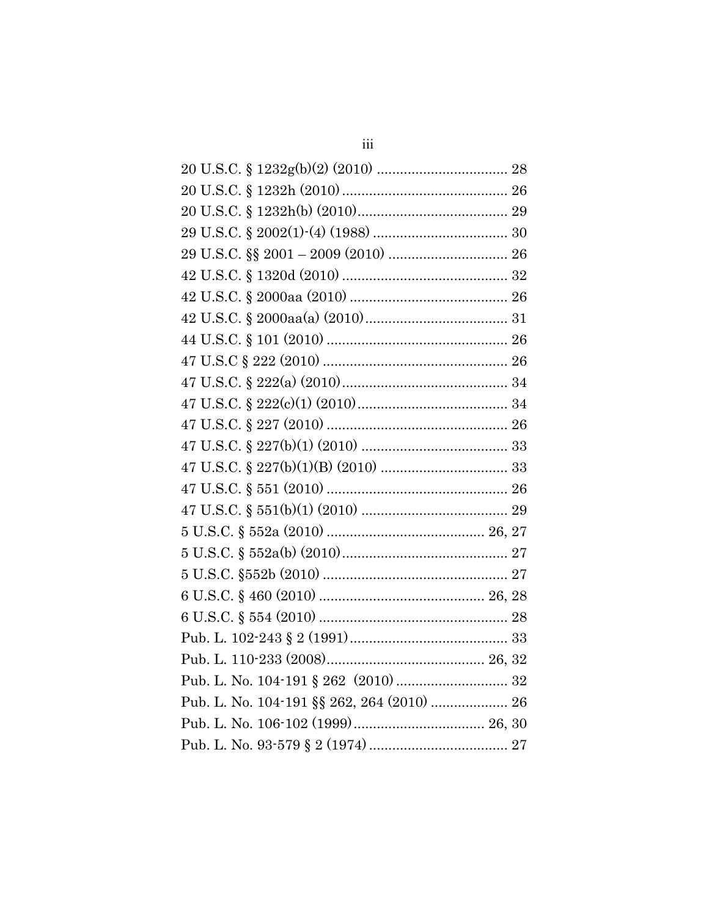20 U.S.C. § 1232g(b)(2) (2010) .................................. 28

20 U.S.C. § 1232h (2010) ........................................... 26

20 U.S.C. § 1232h(b) (2010)....................................... 29

29 U.S.C. § 2002(1)-(4) (1988) ................................... 30

29 U.S.C. §§ 2001 – 2009 (2010) ............................... 26

42 U.S.C. § 1320d (2010) ........................................... 32

42 U.S.C. § 2000aa (2010) ......................................... 26

42 U.S.C. § 2000aa(a) (2010)..................................... 31

44 U.S.C. § 101 (2010) ............................................... 26

47 U.S.C § 222 (2010) ................................................ 26

47 U.S.C. § 222(a) (2010)........................................... 34

47 U.S.C. § 222(c)(1) (2010)....................................... 34

47 U.S.C. § 227 (2010) ............................................... 26

47 U.S.C. § 227(b)(1) (2010) ...................................... 33

47 U.S.C. § 227(b)(1)(B) (2010) ................................. 33

47 U.S.C. § 551 (2010) ............................................... 26

47 U.S.C. § 551(b)(1) (2010) ...................................... 29

5 U.S.C. § 552a (2010) ......................................... 26, 27

5 U.S.C. § 552a(b) (2010)........................................... 27

5 U.S.C. §552b (2010) ................................................ 27

6 U.S.C. § 460 (2010) ........................................... 26, 28

6 U.S.C. § 554 (2010) ................................................. 28

Pub. L. 102-243 § 2 (1991)......................................... 33

Pub. L. 110-233 (2008)......................................... 26, 32

Pub. L. No. 104-191 § 262 (2010) ............................. 32

Pub. L. No. 104-191 §§ 262, 264 (2010) .................... 26

Pub. L. No. 106-102 (1999).................................. 26, 30

Pub. L. No. 93-579 § 2 (1974) .................................... 27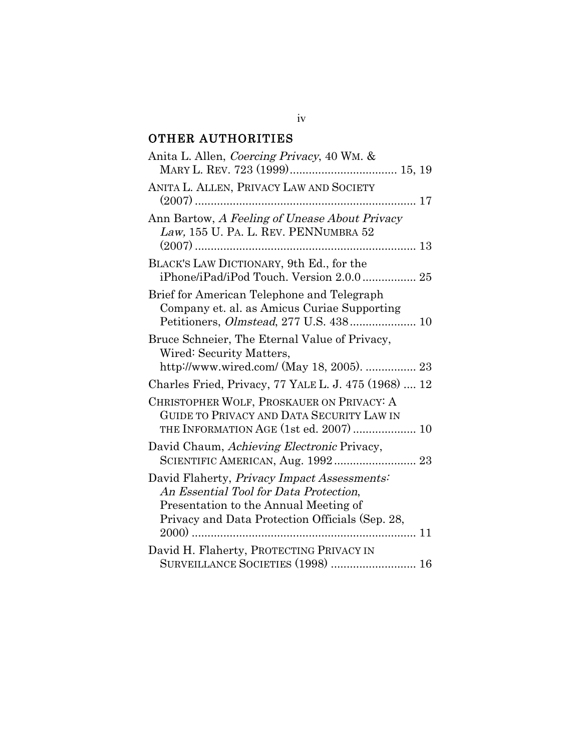## OTHER AUTHORITIES

Anita L. Allen, *Coercing Privacy*, 40 WM. & MARY L. REV. 723 (1999) .................................. 15, 19

ANITA L. ALLEN, PRIVACY LAW AND SOCIETY (2007) ...................................................................... 17

Ann Bartow, *A Feeling of Unease About Privacy Law,* 155 U. PA. L. REV. PENNUMBRA 52 (2007) ...................................................................... 13

BLACK'S LAW DICTIONARY, 9th Ed., for the iPhone/iPad/iPod Touch. Version 2.0.0 ................. 25

Brief for American Telephone and Telegraph Company et. al. as Amicus Curiae Supporting Petitioners, *Olmstead*, 277 U.S. 438 ..................... 10

Bruce Schneier, The Eternal Value of Privacy, Wired: Security Matters, http://www.wired.com/ (May 18, 2005). ................ 23

Charles Fried, Privacy, 77 YALE L. J. 475 (1968) .... 12

CHRISTOPHER WOLF, PROSKAUER ON PRIVACY: A GUIDE TO PRIVACY AND DATA SECURITY LAW IN THE INFORMATION AGE (1st ed. 2007) .................... 10

David Chaum, *Achieving Electronic* Privacy, SCIENTIFIC AMERICAN, Aug. 1992 .......................... 23

David Flaherty, *Privacy Impact Assessments: An Essential Tool for Data Protection*, Presentation to the Annual Meeting of Privacy and Data Protection Officials (Sep. 28, 2000) ....................................................................... 11

David H. Flaherty, PROTECTING PRIVACY IN SURVEILLANCE SOCIETIES (1998) ........................... 16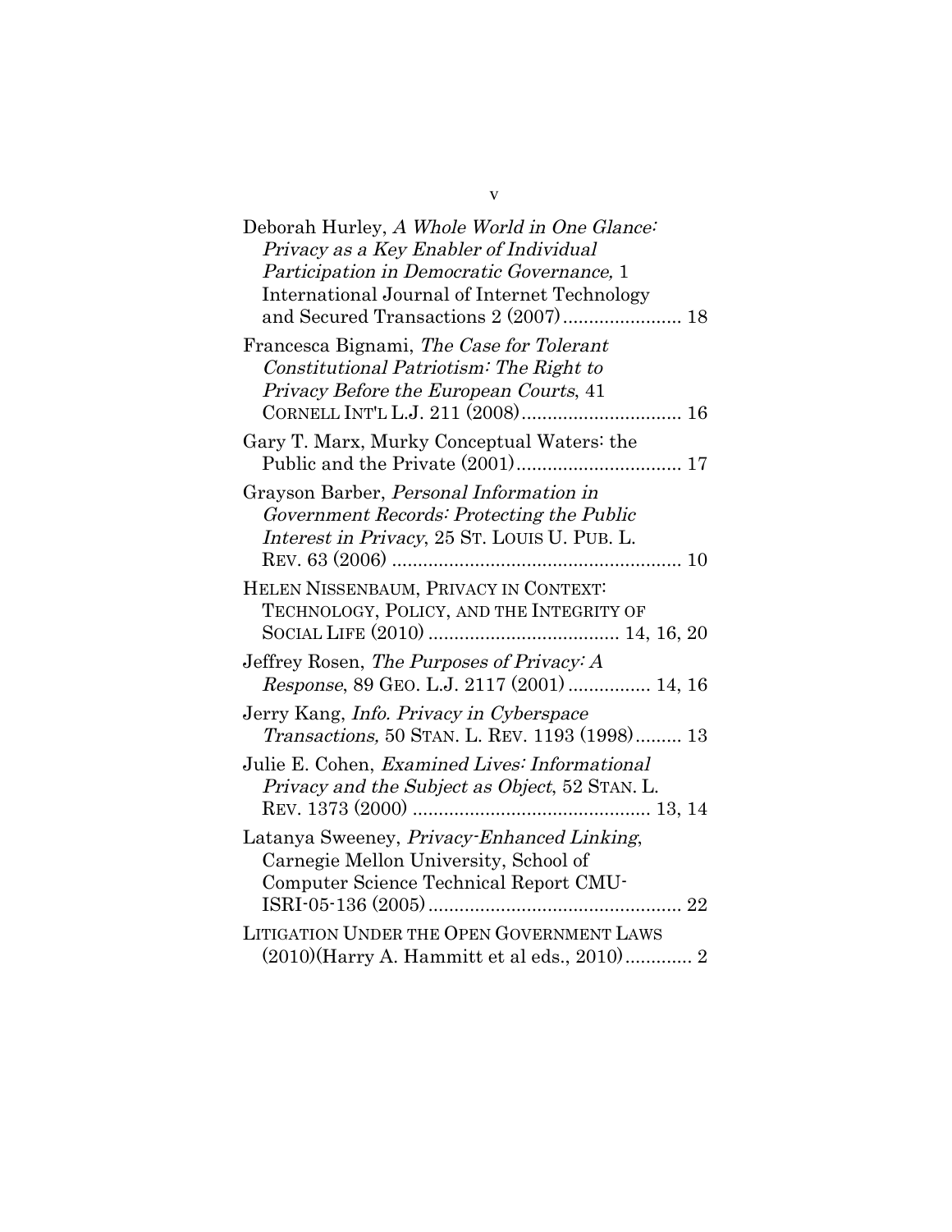Deborah Hurley, *A Whole World in One Glance: Privacy as a Key Enabler of Individual Participation in Democratic Governance,* 1 International Journal of Internet Technology and Secured Transactions 2 (2007)....................... 18

Francesca Bignami, *The Case for Tolerant Constitutional Patriotism: The Right to Privacy Before the European Courts*, 41 CORNELL INT'L L.J. 211 (2008)............................... 16

Gary T. Marx, Murky Conceptual Waters: the Public and the Private (2001)................................ 17

Grayson Barber, *Personal Information in Government Records: Protecting the Public Interest in Privacy*, 25 ST. LOUIS U. PUB. L. REV. 63 (2006) ........................................................ 10

HELEN NISSENBAUM, PRIVACY IN CONTEXT: TECHNOLOGY, POLICY, AND THE INTEGRITY OF SOCIAL LIFE (2010) .................................... 14, 16, 20

Jeffrey Rosen, *The Purposes of Privacy: A Response*, 89 GEO. L.J. 2117 (2001) ................ 14, 16

Jerry Kang, *Info. Privacy in Cyberspace Transactions,* 50 STAN. L. REV. 1193 (1998)......... 13

Julie E. Cohen, *Examined Lives: Informational Privacy and the Subject as Object*, 52 STAN. L. REV. 1373 (2000) ............................................. 13, 14

Latanya Sweeney, *Privacy-Enhanced Linking*, Carnegie Mellon University, School of Computer Science Technical Report CMU-ISRI-05-136 (2005)................................................ 22

LITIGATION UNDER THE OPEN GOVERNMENT LAWS (2010)(Harry A. Hammitt et al eds., 2010)............. 2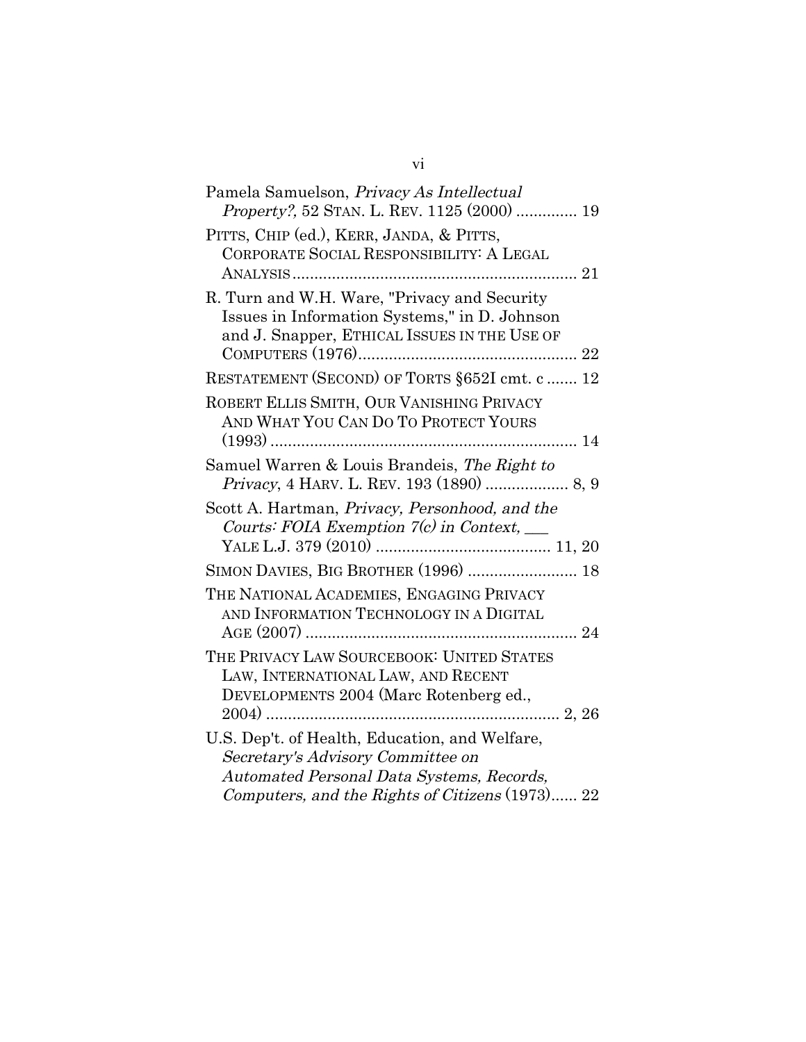Pamela Samuelson, *Privacy As Intellectual Property?,* 52 STAN. L. REV. 1125 (2000) .............. 19

PITTS, CHIP (ed.), KERR, JANDA, & PITTS, CORPORATE SOCIAL RESPONSIBILITY: A LEGAL ANALYSIS ................................................................. 21

R. Turn and W.H. Ware, "Privacy and Security Issues in Information Systems," in D. Johnson and J. Snapper, ETHICAL ISSUES IN THE USE OF COMPUTERS (1976).................................................. 22

RESTATEMENT (SECOND) OF TORTS §652I cmt. c ....... 12

ROBERT ELLIS SMITH, OUR VANISHING PRIVACY AND WHAT YOU CAN DO TO PROTECT YOURS (1993) ...................................................................... 14

Samuel Warren & Louis Brandeis, *The Right to Privacy*, 4 HARV. L. REV. 193 (1890) ................... 8, 9

Scott A. Hartman, *Privacy, Personhood, and the Courts: FOIA Exemption 7(c) in Context,* ___ YALE L.J. 379 (2010) ........................................ 11, 20

SIMON DAVIES, BIG BROTHER (1996) ......................... 18

THE NATIONAL ACADEMIES, ENGAGING PRIVACY AND INFORMATION TECHNOLOGY IN A DIGITAL AGE (2007) .............................................................. 24

THE PRIVACY LAW SOURCEBOOK: UNITED STATES LAW, INTERNATIONAL LAW, AND RECENT DEVELOPMENTS 2004 (Marc Rotenberg ed., 2004) ................................................................... 2, 26

U.S. Dep't. of Health, Education, and Welfare, *Secretary's Advisory Committee on Automated Personal Data Systems, Records, Computers, and the Rights of Citizens* (1973)...... 22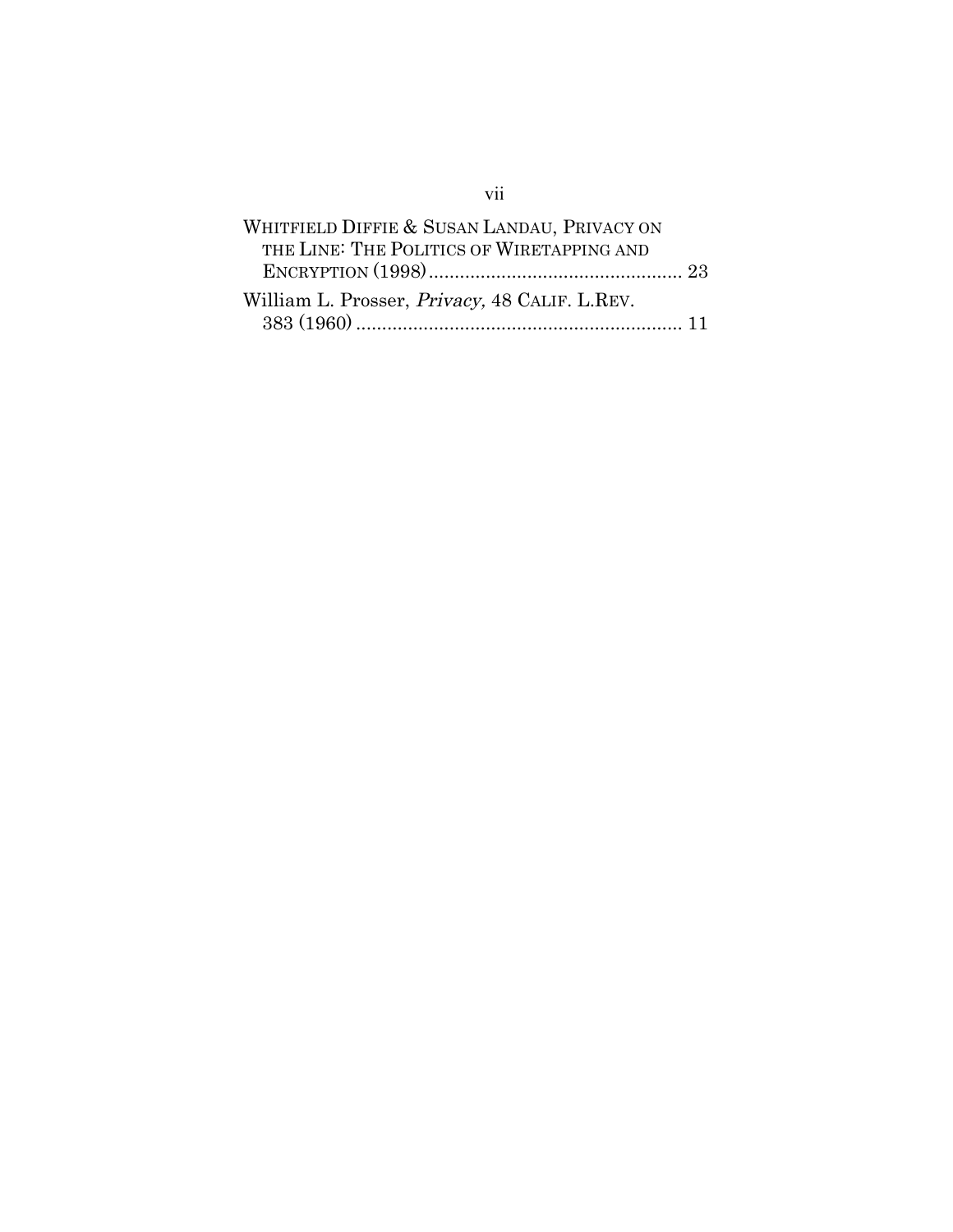WHITFIELD DIFFIE & SUSAN LANDAU, PRIVACY ON THE LINE: THE POLITICS OF WIRETAPPING AND ENCRYPTION (1998)................................................ 23

William L. Prosser, *Privacy,* 48 CALIF. L.REV. 383 (1960)............................................................. 11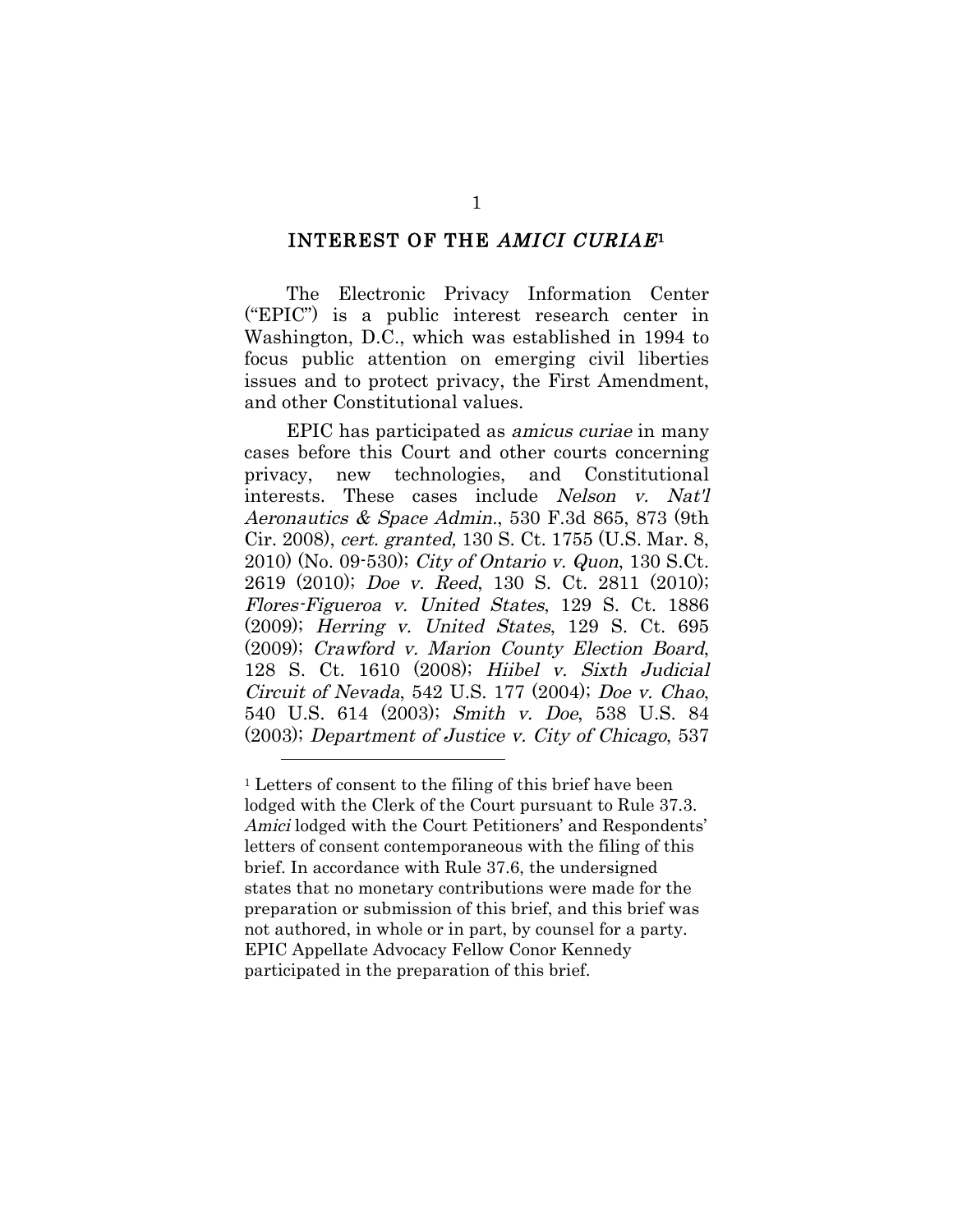## INTEREST OF THE *AMICI CURIAE*[1]

The Electronic Privacy Information Center ("EPIC") is a public interest research center in Washington, D.C., which was established in 1994 to focus public attention on emerging civil liberties issues and to protect privacy, the First Amendment, and other Constitutional values.

EPIC has participated as *amicus curiae* in many cases before this Court and other courts concerning privacy, new technologies, and Constitutional interests. These cases include *Nelson v. Nat'l Aeronautics & Space Admin.*, 530 F.3d 865, 873 (9th Cir. 2008), *cert. granted,* 130 S. Ct. 1755 (U.S. Mar. 8, 2010) (No. 09-530); *City of Ontario v. Quon*, 130 S.Ct. 2619 (2010); *Doe v. Reed*, 130 S. Ct. 2811 (2010); *Flores-Figueroa v. United States*, 129 S. Ct. 1886 (2009); *Herring v. United States*, 129 S. Ct. 695 (2009); *Crawford v. Marion County Election Board*, 128 S. Ct. 1610 (2008); *Hiibel v. Sixth Judicial Circuit of Nevada*, 542 U.S. 177 (2004); *Doe v. Chao*, 540 U.S. 614 (2003); *Smith v. Doe*, 538 U.S. 84 (2003); *Department of Justice v. City of Chicago*, 537

---

[1] Letters of consent to the filing of this brief have been lodged with the Clerk of the Court pursuant to Rule 37.3. *Amici* lodged with the Court Petitioners' and Respondents' letters of consent contemporaneous with the filing of this brief. In accordance with Rule 37.6, the undersigned states that no monetary contributions were made for the preparation or submission of this brief, and this brief was not authored, in whole or in part, by counsel for a party. EPIC Appellate Advocacy Fellow Conor Kennedy participated in the preparation of this brief.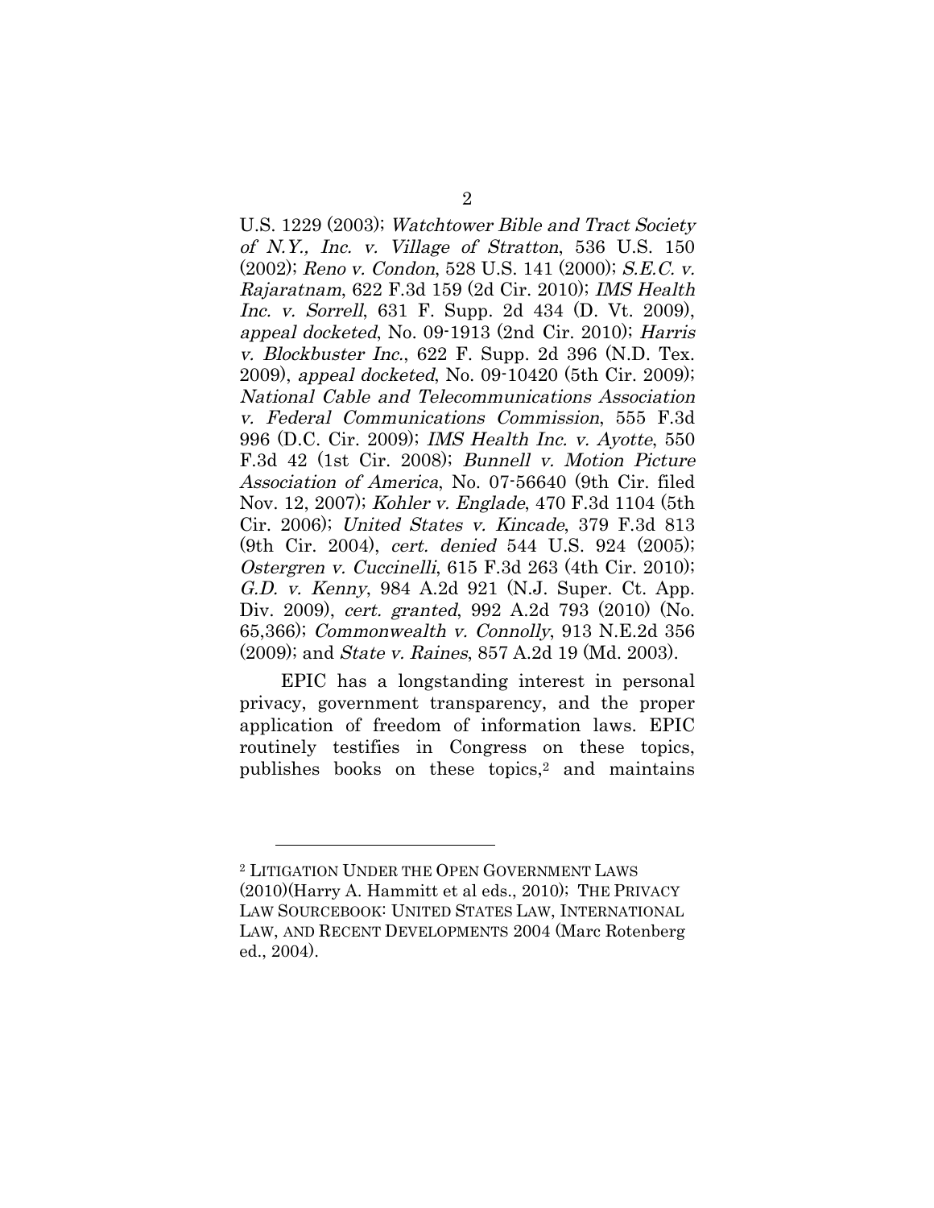U.S. 1229 (2003); *Watchtower Bible and Tract Society of N.Y., Inc. v. Village of Stratton*, 536 U.S. 150 (2002); *Reno v. Condon*, 528 U.S. 141 (2000); *S.E.C. v. Rajaratnam*, 622 F.3d 159 (2d Cir. 2010); *IMS Health Inc. v. Sorrell*, 631 F. Supp. 2d 434 (D. Vt. 2009), *appeal docketed*, No. 09-1913 (2nd Cir. 2010); *Harris v. Blockbuster Inc.*, 622 F. Supp. 2d 396 (N.D. Tex. 2009), *appeal docketed*, No. 09-10420 (5th Cir. 2009); *National Cable and Telecommunications Association v. Federal Communications Commission*, 555 F.3d 996 (D.C. Cir. 2009); *IMS Health Inc. v. Ayotte*, 550 F.3d 42 (1st Cir. 2008); *Bunnell v. Motion Picture Association of America*, No. 07-56640 (9th Cir. filed Nov. 12, 2007); *Kohler v. Englade*, 470 F.3d 1104 (5th Cir. 2006); *United States v. Kincade*, 379 F.3d 813 (9th Cir. 2004), *cert. denied* 544 U.S. 924 (2005); *Ostergren v. Cuccinelli*, 615 F.3d 263 (4th Cir. 2010); *G.D. v. Kenny*, 984 A.2d 921 (N.J. Super. Ct. App. Div. 2009), *cert. granted*, 992 A.2d 793 (2010) (No. 65,366); *Commonwealth v. Connolly*, 913 N.E.2d 356 (2009); and *State v. Raines*, 857 A.2d 19 (Md. 2003).

EPIC has a longstanding interest in personal privacy, government transparency, and the proper application of freedom of information laws. EPIC routinely testifies in Congress on these topics, publishes books on these topics,[2] and maintains

---

[2] LITIGATION UNDER THE OPEN GOVERNMENT LAWS (2010)(Harry A. Hammitt et al eds., 2010); THE PRIVACY LAW SOURCEBOOK: UNITED STATES LAW, INTERNATIONAL LAW, AND RECENT DEVELOPMENTS 2004 (Marc Rotenberg ed., 2004).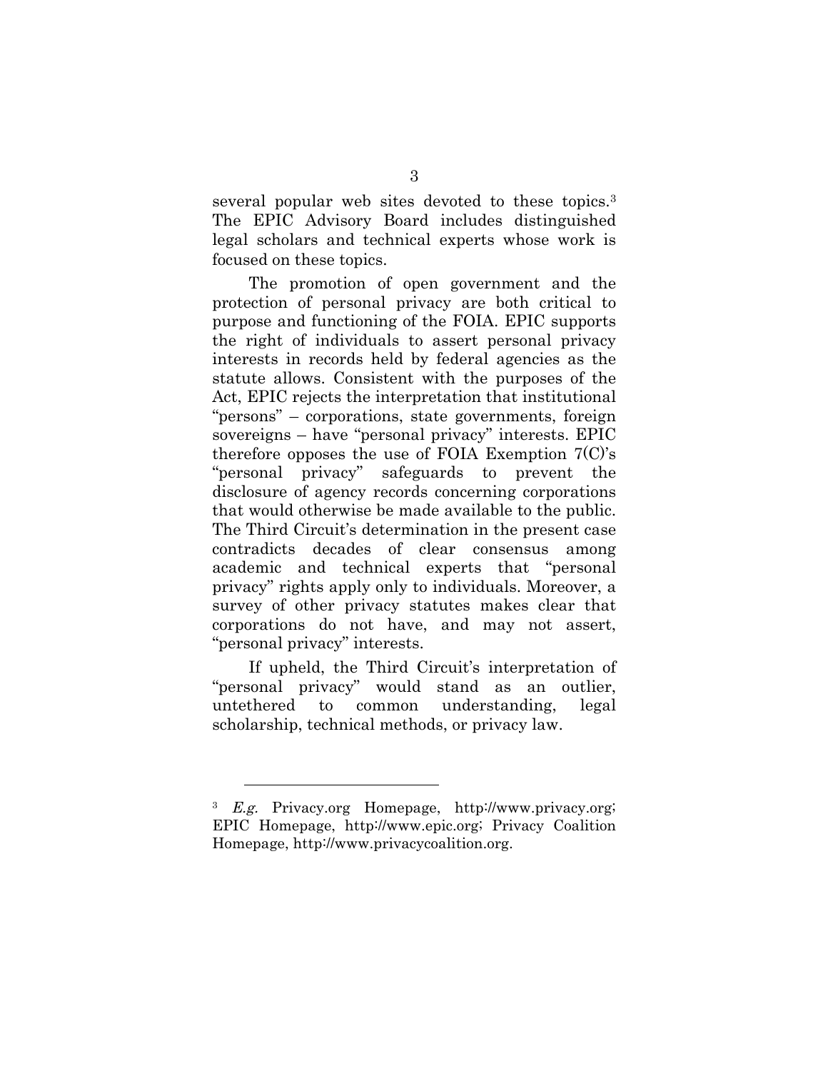several popular web sites devoted to these topics.[3] The EPIC Advisory Board includes distinguished legal scholars and technical experts whose work is focused on these topics.

The promotion of open government and the protection of personal privacy are both critical to purpose and functioning of the FOIA. EPIC supports the right of individuals to assert personal privacy interests in records held by federal agencies as the statute allows. Consistent with the purposes of the Act, EPIC rejects the interpretation that institutional "persons" – corporations, state governments, foreign sovereigns – have "personal privacy" interests. EPIC therefore opposes the use of FOIA Exemption 7(C)'s "personal privacy" safeguards to prevent the disclosure of agency records concerning corporations that would otherwise be made available to the public. The Third Circuit's determination in the present case contradicts decades of clear consensus among academic and technical experts that "personal privacy" rights apply only to individuals. Moreover, a survey of other privacy statutes makes clear that corporations do not have, and may not assert, "personal privacy" interests.

If upheld, the Third Circuit's interpretation of "personal privacy" would stand as an outlier, untethered to common understanding, legal scholarship, technical methods, or privacy law.

---

[3] *E.g.* Privacy.org Homepage, http://www.privacy.org; EPIC Homepage, http://www.epic.org; Privacy Coalition Homepage, http://www.privacycoalition.org.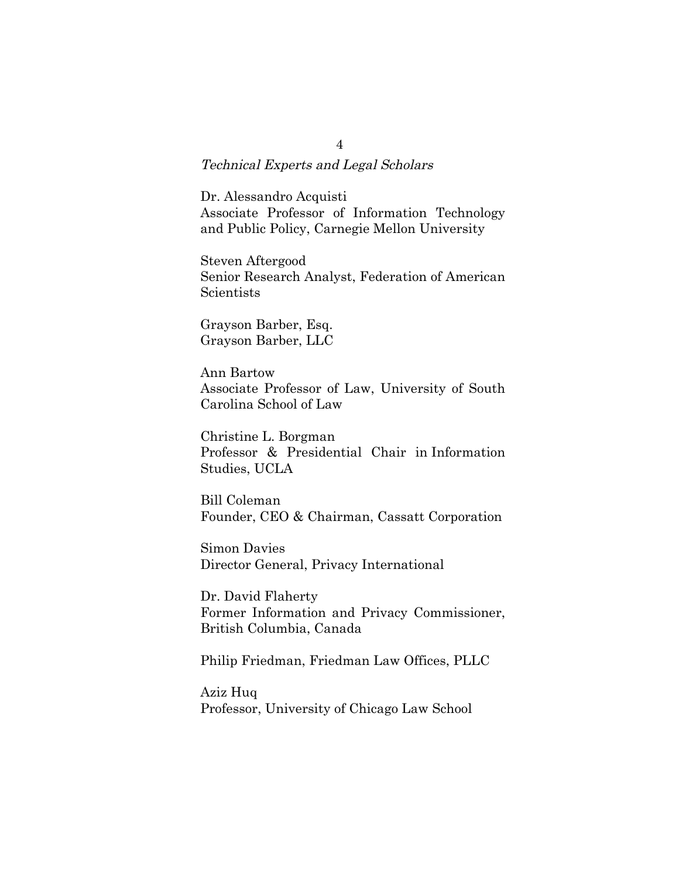*Technical Experts and Legal Scholars*

Dr. Alessandro Acquisti
Associate Professor of Information Technology and Public Policy, Carnegie Mellon University

Steven Aftergood
Senior Research Analyst, Federation of American Scientists

Grayson Barber, Esq.
Grayson Barber, LLC

Ann Bartow
Associate Professor of Law, University of South Carolina School of Law

Christine L. Borgman
Professor & Presidential Chair in Information Studies, UCLA

Bill Coleman
Founder, CEO & Chairman, Cassatt Corporation

Simon Davies
Director General, Privacy International

Dr. David Flaherty
Former Information and Privacy Commissioner, British Columbia, Canada

Philip Friedman, Friedman Law Offices, PLLC

Aziz Huq
Professor, University of Chicago Law School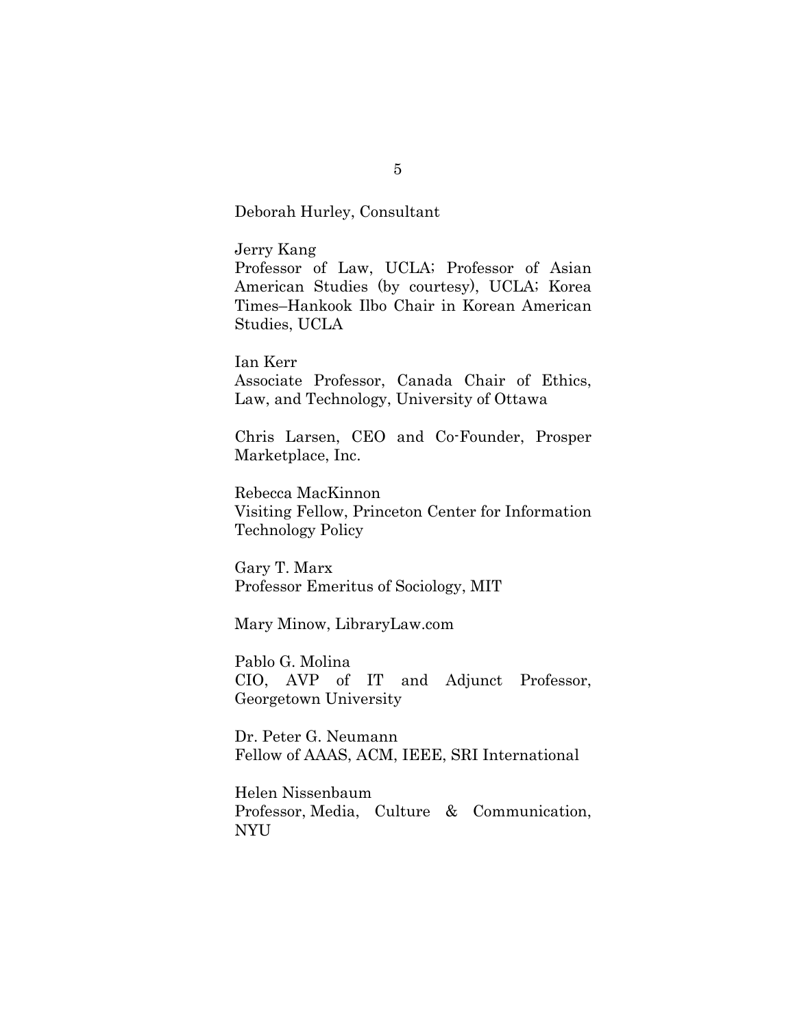Deborah Hurley, Consultant

Jerry Kang
Professor of Law, UCLA; Professor of Asian American Studies (by courtesy), UCLA; Korea Times–Hankook Ilbo Chair in Korean American Studies, UCLA

Ian Kerr
Associate Professor, Canada Chair of Ethics, Law, and Technology, University of Ottawa

Chris Larsen, CEO and Co-Founder, Prosper Marketplace, Inc.

Rebecca MacKinnon
Visiting Fellow, Princeton Center for Information Technology Policy

Gary T. Marx
Professor Emeritus of Sociology, MIT

Mary Minow, LibraryLaw.com

Pablo G. Molina
CIO, AVP of IT and Adjunct Professor, Georgetown University

Dr. Peter G. Neumann
Fellow of AAAS, ACM, IEEE, SRI International

Helen Nissenbaum
Professor, Media, Culture & Communication, NYU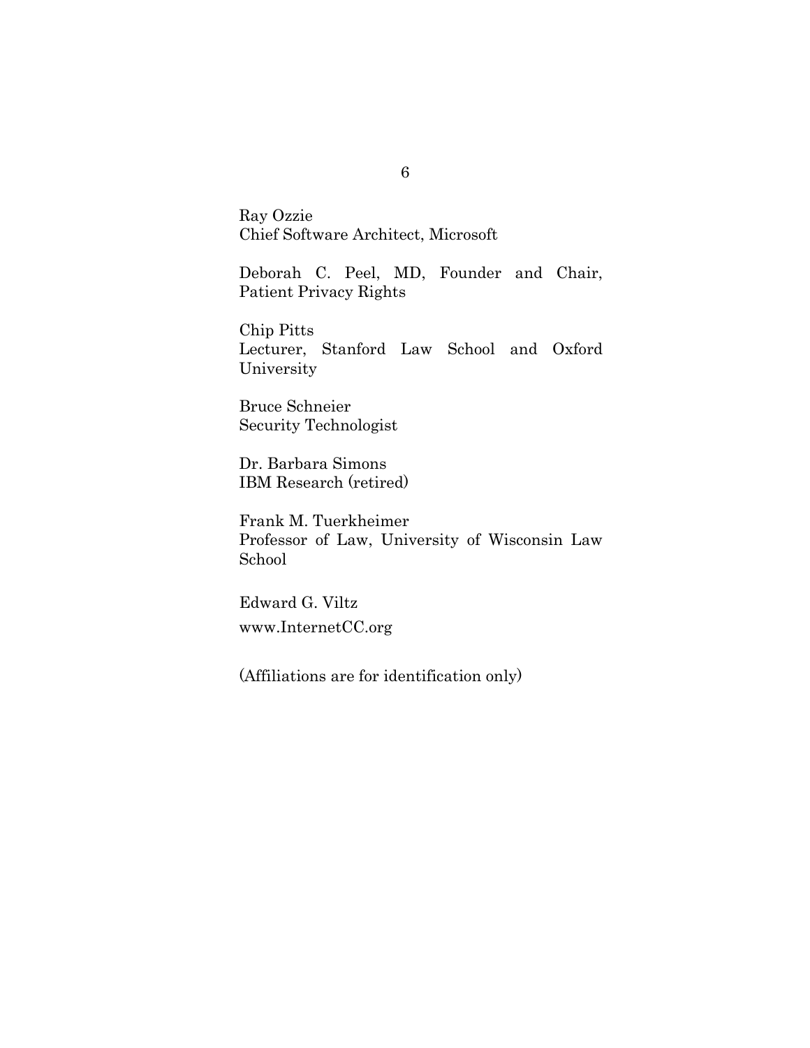Ray Ozzie
Chief Software Architect, Microsoft

Deborah C. Peel, MD, Founder and Chair, Patient Privacy Rights

Chip Pitts
Lecturer, Stanford Law School and Oxford University

Bruce Schneier
Security Technologist

Dr. Barbara Simons
IBM Research (retired)

Frank M. Tuerkheimer
Professor of Law, University of Wisconsin Law School

Edward G. Viltz
www.InternetCC.org

(Affiliations are for identification only)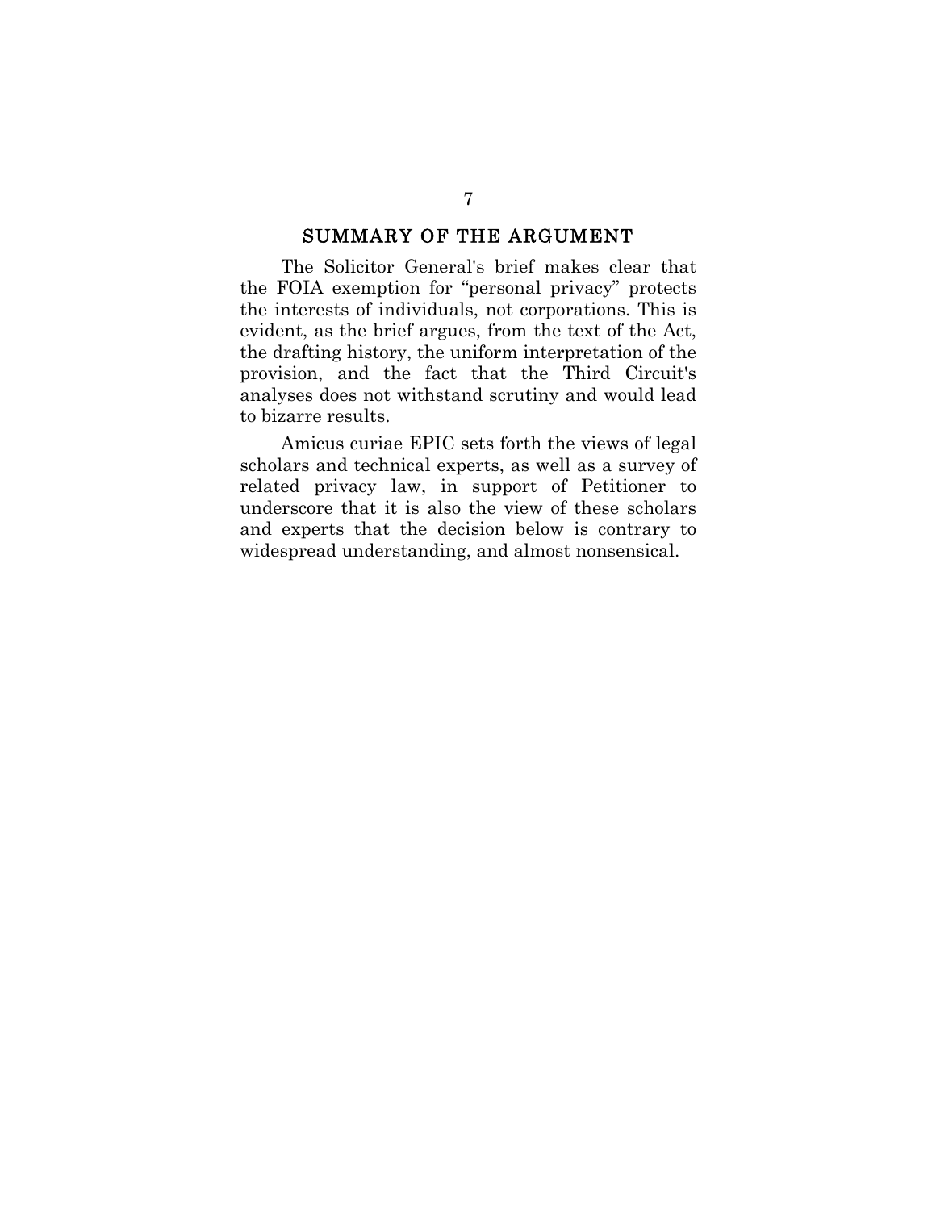## SUMMARY OF THE ARGUMENT

The Solicitor General's brief makes clear that the FOIA exemption for "personal privacy" protects the interests of individuals, not corporations. This is evident, as the brief argues, from the text of the Act, the drafting history, the uniform interpretation of the provision, and the fact that the Third Circuit's analyses does not withstand scrutiny and would lead to bizarre results.

Amicus curiae EPIC sets forth the views of legal scholars and technical experts, as well as a survey of related privacy law, in support of Petitioner to underscore that it is also the view of these scholars and experts that the decision below is contrary to widespread understanding, and almost nonsensical.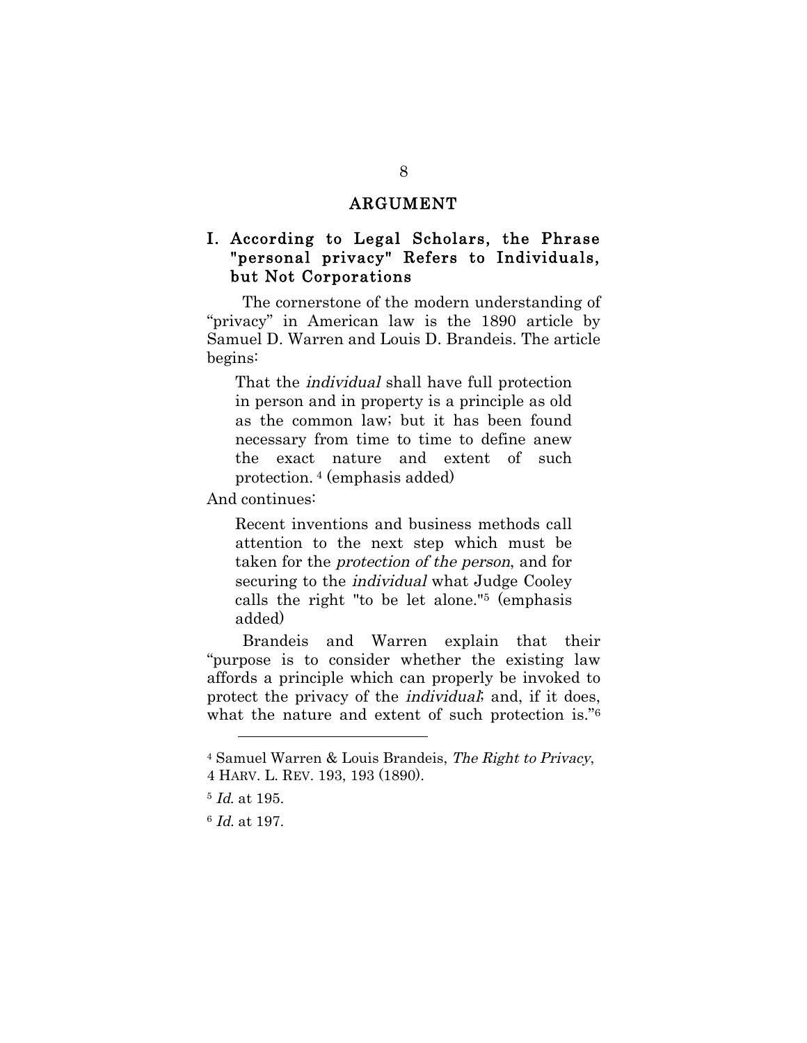## ARGUMENT

### I. According to Legal Scholars, the Phrase "personal privacy" Refers to Individuals, but Not Corporations

The cornerstone of the modern understanding of "privacy" in American law is the 1890 article by Samuel D. Warren and Louis D. Brandeis. The article begins:

> That the *individual* shall have full protection in person and in property is a principle as old as the common law; but it has been found necessary from time to time to define anew the exact nature and extent of such protection. [4] (emphasis added)

And continues:

> Recent inventions and business methods call attention to the next step which must be taken for the *protection of the person*, and for securing to the *individual* what Judge Cooley calls the right "to be let alone."[5] (emphasis added)

Brandeis and Warren explain that their "purpose is to consider whether the existing law affords a principle which can properly be invoked to protect the privacy of the *individual*; and, if it does, what the nature and extent of such protection is."[6]

---

[4] Samuel Warren & Louis Brandeis, *The Right to Privacy*, 4 HARV. L. REV. 193, 193 (1890).

[5] *Id.* at 195.

[6] *Id.* at 197.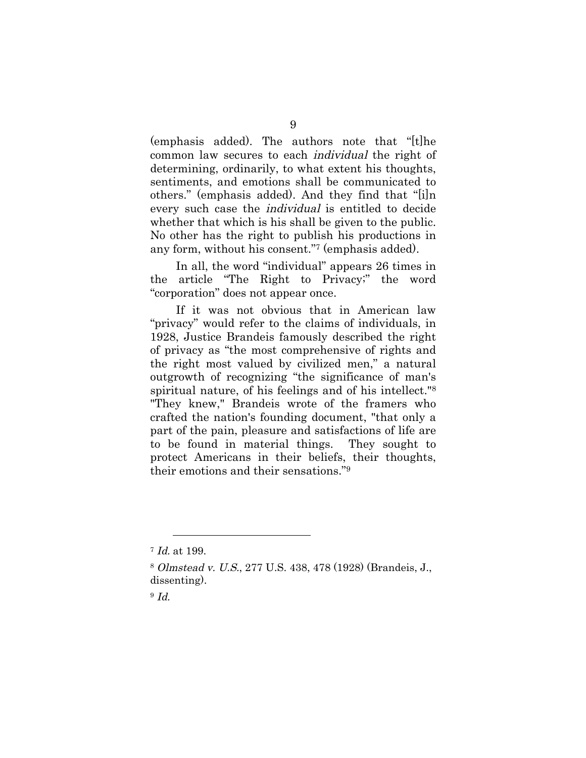(emphasis added). The authors note that "[t]he common law secures to each *individual* the right of determining, ordinarily, to what extent his thoughts, sentiments, and emotions shall be communicated to others." (emphasis added). And they find that "[i]n every such case the *individual* is entitled to decide whether that which is his shall be given to the public. No other has the right to publish his productions in any form, without his consent."[7] (emphasis added).

In all, the word "individual" appears 26 times in the article "The Right to Privacy;" the word "corporation" does not appear once.

If it was not obvious that in American law "privacy" would refer to the claims of individuals, in 1928, Justice Brandeis famously described the right of privacy as "the most comprehensive of rights and the right most valued by civilized men," a natural outgrowth of recognizing "the significance of man's spiritual nature, of his feelings and of his intellect."[8] "They knew," Brandeis wrote of the framers who crafted the nation's founding document, "that only a part of the pain, pleasure and satisfactions of life are to be found in material things. They sought to protect Americans in their beliefs, their thoughts, their emotions and their sensations."[9]

---

[7] *Id.* at 199.

[8] *Olmstead v. U.S.*, 277 U.S. 438, 478 (1928) (Brandeis, J., dissenting).

[9] *Id.*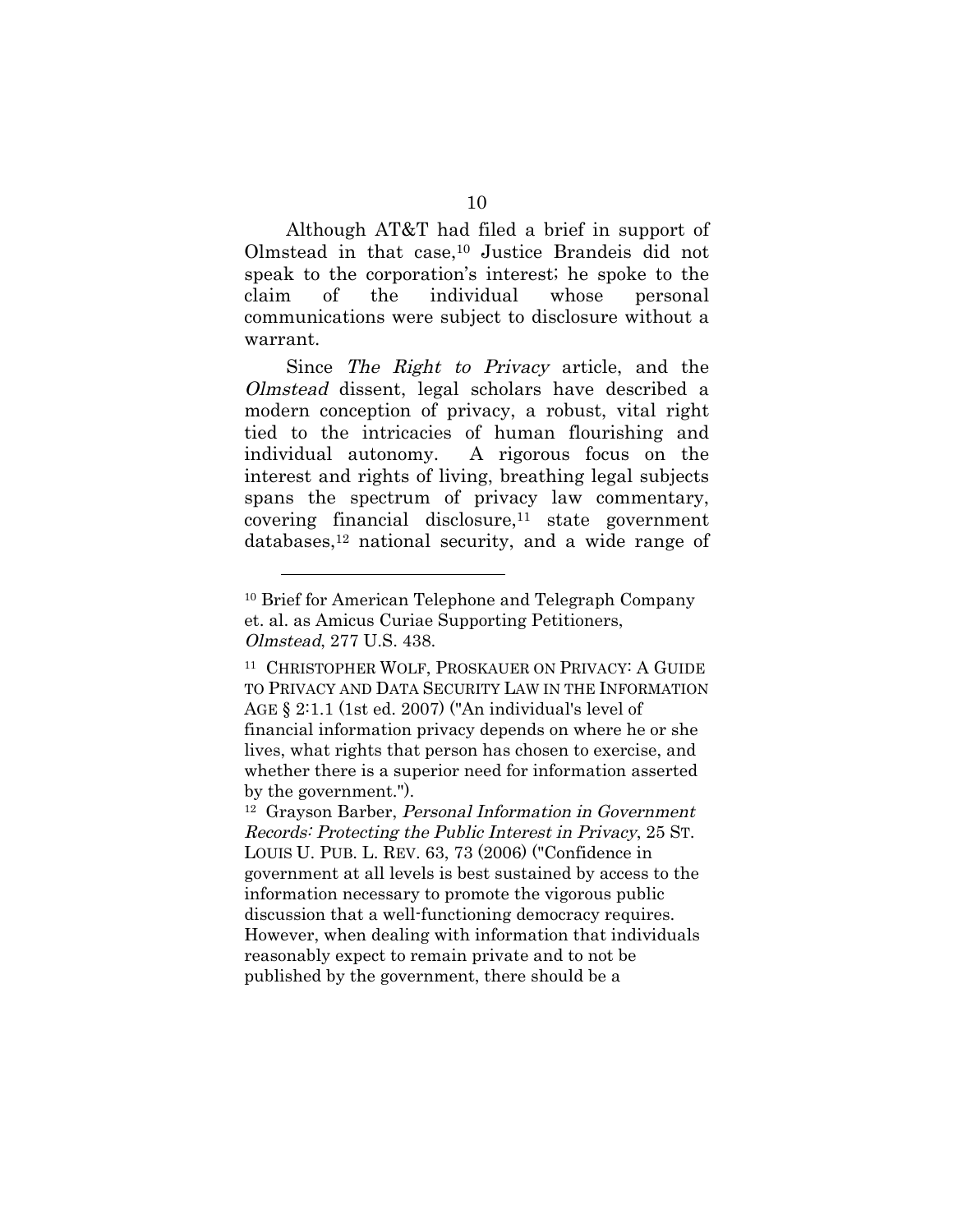Although AT&T had filed a brief in support of Olmstead in that case,[10] Justice Brandeis did not speak to the corporation's interest; he spoke to the claim of the individual whose personal communications were subject to disclosure without a warrant.

Since *The Right to Privacy* article, and the *Olmstead* dissent, legal scholars have described a modern conception of privacy, a robust, vital right tied to the intricacies of human flourishing and individual autonomy. A rigorous focus on the interest and rights of living, breathing legal subjects spans the spectrum of privacy law commentary, covering financial disclosure,[11] state government databases,[12] national security, and a wide range of

---

[10] Brief for American Telephone and Telegraph Company et. al. as Amicus Curiae Supporting Petitioners, *Olmstead*, 277 U.S. 438.

[11] CHRISTOPHER WOLF, PROSKAUER ON PRIVACY: A GUIDE TO PRIVACY AND DATA SECURITY LAW IN THE INFORMATION AGE § 2:1.1 (1st ed. 2007) ("An individual's level of financial information privacy depends on where he or she lives, what rights that person has chosen to exercise, and whether there is a superior need for information asserted by the government.").

[12] Grayson Barber, *Personal Information in Government Records: Protecting the Public Interest in Privacy*, 25 ST. LOUIS U. PUB. L. REV. 63, 73 (2006) ("Confidence in government at all levels is best sustained by access to the information necessary to promote the vigorous public discussion that a well-functioning democracy requires. However, when dealing with information that individuals reasonably expect to remain private and to not be published by the government, there should be a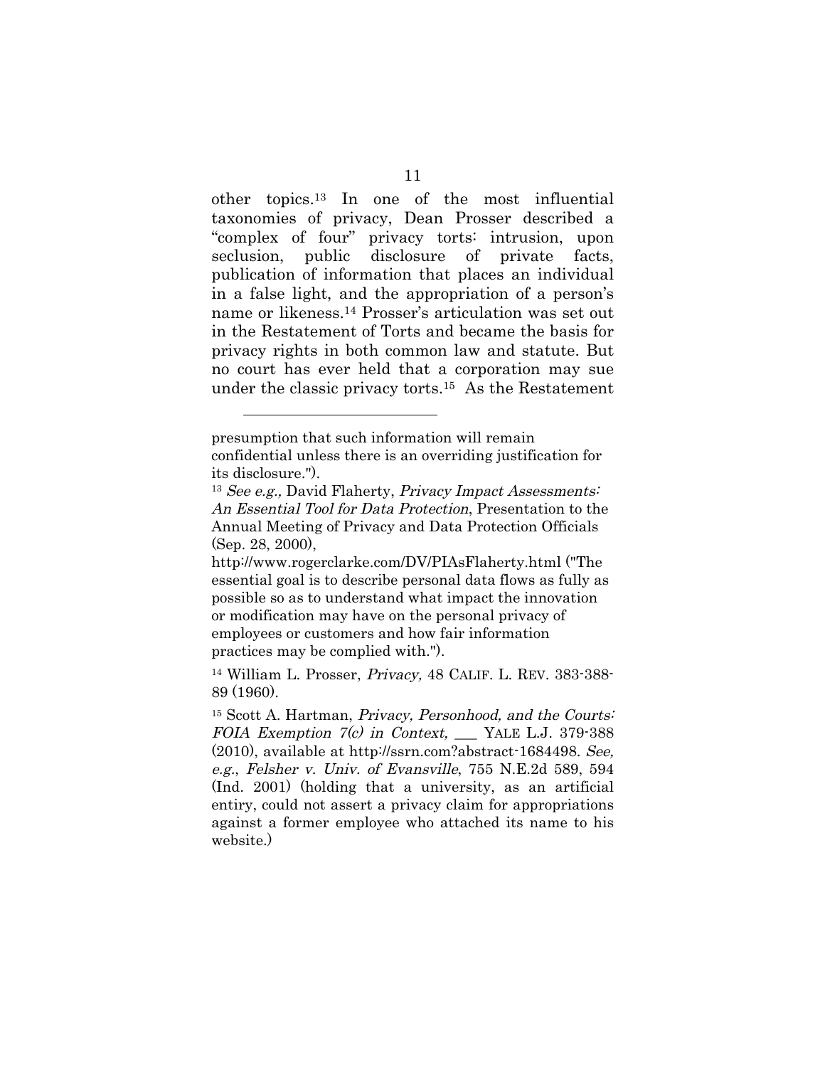other topics.[13] In one of the most influential taxonomies of privacy, Dean Prosser described a "complex of four" privacy torts: intrusion, upon seclusion, public disclosure of private facts, publication of information that places an individual in a false light, and the appropriation of a person's name or likeness.[14] Prosser's articulation was set out in the Restatement of Torts and became the basis for privacy rights in both common law and statute. But no court has ever held that a corporation may sue under the classic privacy torts.[15] As the Restatement

---

presumption that such information will remain confidential unless there is an overriding justification for its disclosure.").

[13] *See e.g.,* David Flaherty, *Privacy Impact Assessments: An Essential Tool for Data Protection*, Presentation to the Annual Meeting of Privacy and Data Protection Officials (Sep. 28, 2000), http://www.rogerclarke.com/DV/PIAsFlaherty.html ("The essential goal is to describe personal data flows as fully as possible so as to understand what impact the innovation or modification may have on the personal privacy of employees or customers and how fair information practices may be complied with.").

[14] William L. Prosser, *Privacy,* 48 CALIF. L. REV. 383-388-89 (1960).

[15] Scott A. Hartman, *Privacy, Personhood, and the Courts: FOIA Exemption 7(c) in Context,* ___ YALE L.J. 379-388 (2010), available at http://ssrn.com?abstract-1684498. *See, e.g., Felsher v. Univ. of Evansville*, 755 N.E.2d 589, 594 (Ind. 2001) (holding that a university, as an artificial entiry, could not assert a privacy claim for appropriations against a former employee who attached its name to his website.)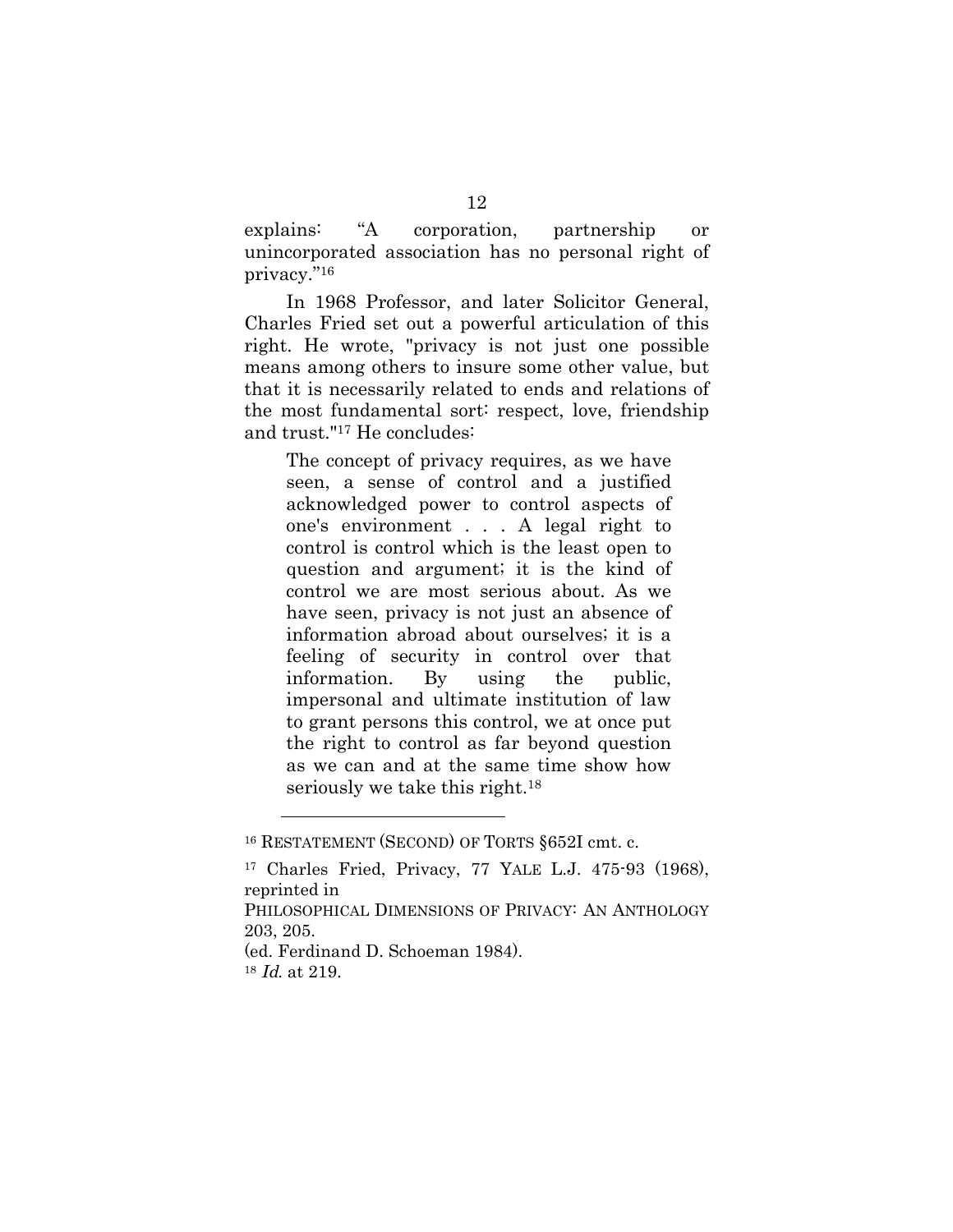explains: "A corporation, partnership or unincorporated association has no personal right of privacy."[16]

In 1968 Professor, and later Solicitor General, Charles Fried set out a powerful articulation of this right. He wrote, "privacy is not just one possible means among others to insure some other value, but that it is necessarily related to ends and relations of the most fundamental sort: respect, love, friendship and trust."[17] He concludes:

> The concept of privacy requires, as we have seen, a sense of control and a justified acknowledged power to control aspects of one's environment . . . A legal right to control is control which is the least open to question and argument; it is the kind of control we are most serious about. As we have seen, privacy is not just an absence of information abroad about ourselves; it is a feeling of security in control over that information. By using the public, impersonal and ultimate institution of law to grant persons this control, we at once put the right to control as far beyond question as we can and at the same time show how seriously we take this right.[18]

---

[16] RESTATEMENT (SECOND) OF TORTS §652I cmt. c.

[17] Charles Fried, Privacy, 77 YALE L.J. 475-93 (1968), reprinted in
PHILOSOPHICAL DIMENSIONS OF PRIVACY: AN ANTHOLOGY 203, 205.
(ed. Ferdinand D. Schoeman 1984).

[18] *Id.* at 219.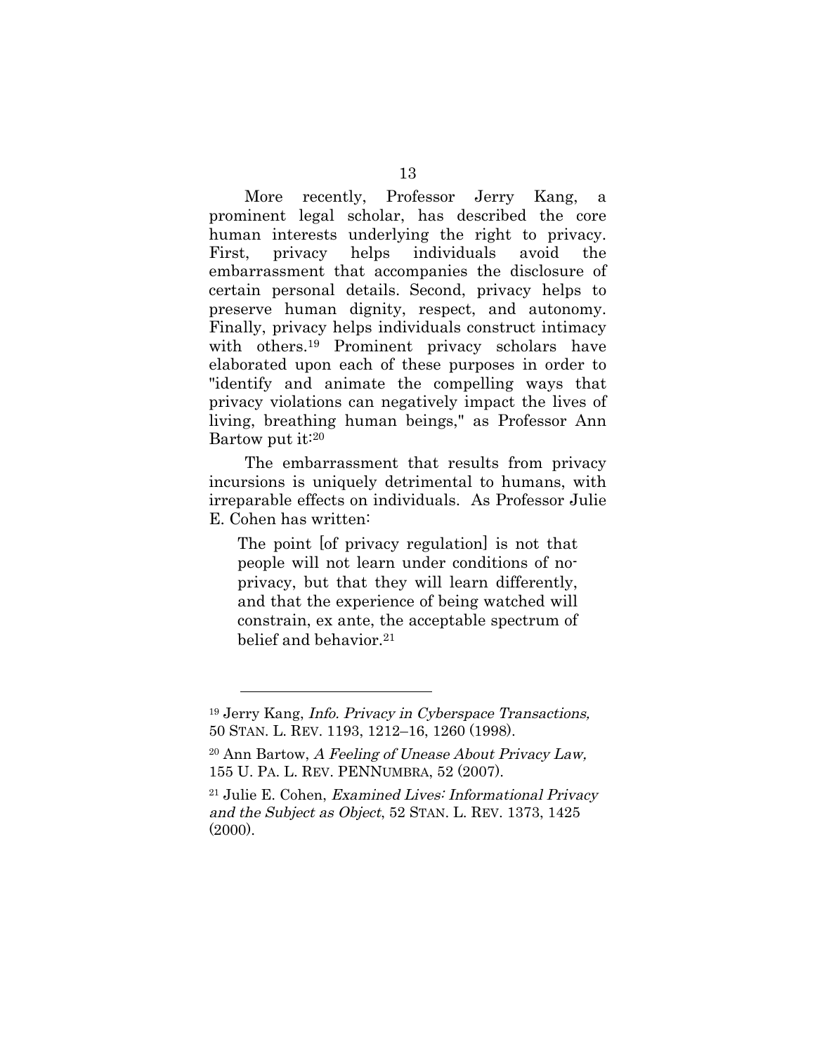More recently, Professor Jerry Kang, a prominent legal scholar, has described the core human interests underlying the right to privacy. First, privacy helps individuals avoid the embarrassment that accompanies the disclosure of certain personal details. Second, privacy helps to preserve human dignity, respect, and autonomy. Finally, privacy helps individuals construct intimacy with others.[19] Prominent privacy scholars have elaborated upon each of these purposes in order to "identify and animate the compelling ways that privacy violations can negatively impact the lives of living, breathing human beings," as Professor Ann Bartow put it:[20]

The embarrassment that results from privacy incursions is uniquely detrimental to humans, with irreparable effects on individuals. As Professor Julie E. Cohen has written:

> The point [of privacy regulation] is not that people will not learn under conditions of no-privacy, but that they will learn differently, and that the experience of being watched will constrain, ex ante, the acceptable spectrum of belief and behavior.[21]

---

[19] Jerry Kang, *Info. Privacy in Cyberspace Transactions,* 50 STAN. L. REV. 1193, 1212–16, 1260 (1998).

[20] Ann Bartow, *A Feeling of Unease About Privacy Law,* 155 U. PA. L. REV. PENNUMBRA, 52 (2007).

[21] Julie E. Cohen, *Examined Lives: Informational Privacy and the Subject as Object*, 52 STAN. L. REV. 1373, 1425 (2000).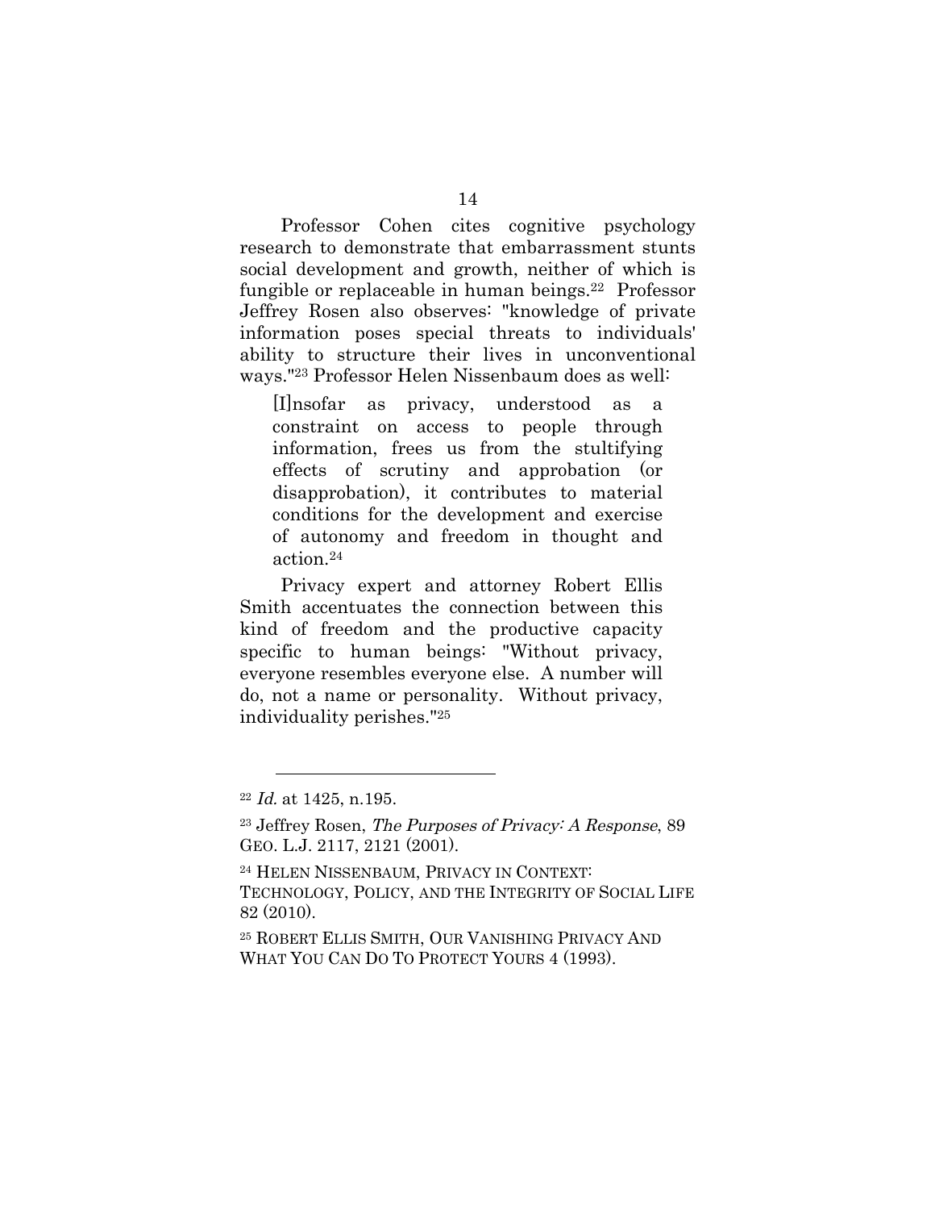Professor Cohen cites cognitive psychology research to demonstrate that embarrassment stunts social development and growth, neither of which is fungible or replaceable in human beings.[22] Professor Jeffrey Rosen also observes: "knowledge of private information poses special threats to individuals' ability to structure their lives in unconventional ways."[23] Professor Helen Nissenbaum does as well:

> [I]nsofar as privacy, understood as a constraint on access to people through information, frees us from the stultifying effects of scrutiny and approbation (or disapprobation), it contributes to material conditions for the development and exercise of autonomy and freedom in thought and action.[24]

Privacy expert and attorney Robert Ellis Smith accentuates the connection between this kind of freedom and the productive capacity specific to human beings: "Without privacy, everyone resembles everyone else. A number will do, not a name or personality. Without privacy, individuality perishes."[25]

---

[22] *Id.* at 1425, n.195.

[23] Jeffrey Rosen, *The Purposes of Privacy: A Response*, 89 GEO. L.J. 2117, 2121 (2001).

[24] HELEN NISSENBAUM, PRIVACY IN CONTEXT: TECHNOLOGY, POLICY, AND THE INTEGRITY OF SOCIAL LIFE 82 (2010).

[25] ROBERT ELLIS SMITH, OUR VANISHING PRIVACY AND WHAT YOU CAN DO TO PROTECT YOURS 4 (1993).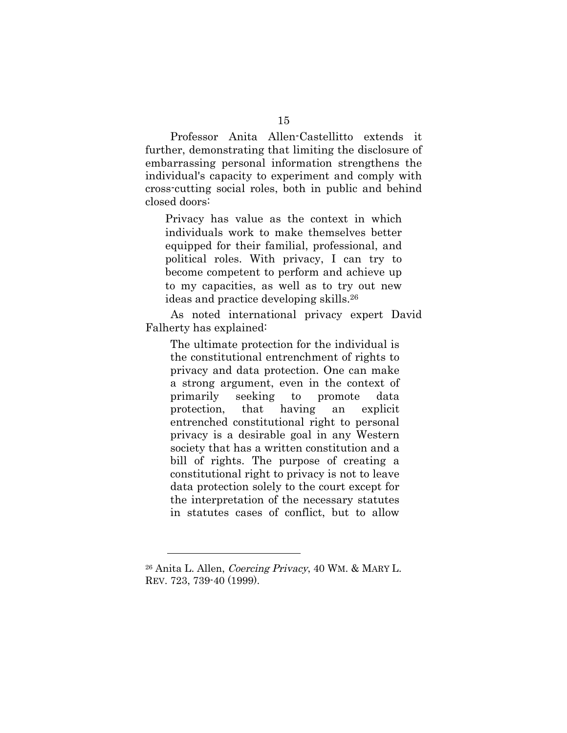Professor Anita Allen-Castellitto extends it further, demonstrating that limiting the disclosure of embarrassing personal information strengthens the individual's capacity to experiment and comply with cross-cutting social roles, both in public and behind closed doors:

> Privacy has value as the context in which individuals work to make themselves better equipped for their familial, professional, and political roles. With privacy, I can try to become competent to perform and achieve up to my capacities, as well as to try out new ideas and practice developing skills.[26]

As noted international privacy expert David Falherty has explained:

> The ultimate protection for the individual is the constitutional entrenchment of rights to privacy and data protection. One can make a strong argument, even in the context of primarily seeking to promote data protection, that having an explicit entrenched constitutional right to personal privacy is a desirable goal in any Western society that has a written constitution and a bill of rights. The purpose of creating a constitutional right to privacy is not to leave data protection solely to the court except for the interpretation of the necessary statutes in statutes cases of conflict, but to allow

---

[26] Anita L. Allen, *Coercing Privacy*, 40 WM. & MARY L. REV. 723, 739-40 (1999).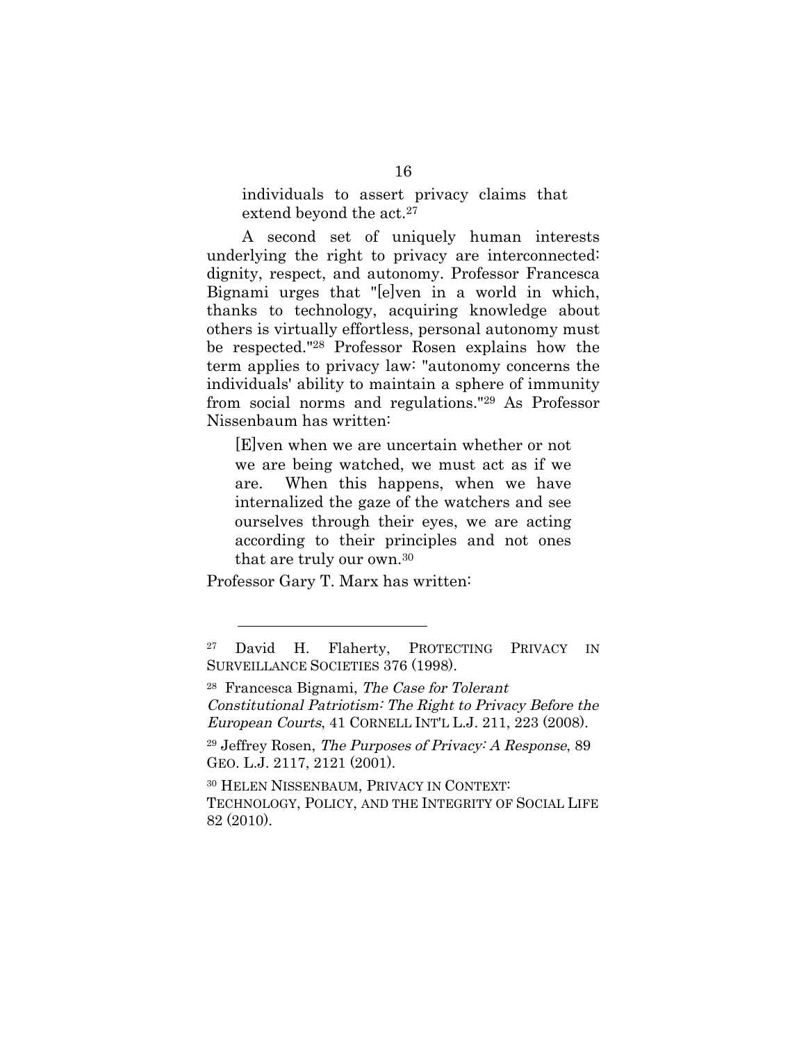> individuals to assert privacy claims that extend beyond the act.[27]

A second set of uniquely human interests underlying the right to privacy are interconnected: dignity, respect, and autonomy. Professor Francesca Bignami urges that "[e]ven in a world in which, thanks to technology, acquiring knowledge about others is virtually effortless, personal autonomy must be respected."[28] Professor Rosen explains how the term applies to privacy law: "autonomy concerns the individuals' ability to maintain a sphere of immunity from social norms and regulations."[29] As Professor Nissenbaum has written:

> [E]ven when we are uncertain whether or not we are being watched, we must act as if we are. When this happens, when we have internalized the gaze of the watchers and see ourselves through their eyes, we are acting according to their principles and not ones that are truly our own.[30]

Professor Gary T. Marx has written:

---

[27] David H. Flaherty, PROTECTING PRIVACY IN SURVEILLANCE SOCIETIES 376 (1998).

[28] Francesca Bignami, *The Case for Tolerant Constitutional Patriotism: The Right to Privacy Before the European Courts*, 41 CORNELL INT'L L.J. 211, 223 (2008).

[29] Jeffrey Rosen, *The Purposes of Privacy: A Response*, 89 GEO. L.J. 2117, 2121 (2001).

[30] HELEN NISSENBAUM, PRIVACY IN CONTEXT: TECHNOLOGY, POLICY, AND THE INTEGRITY OF SOCIAL LIFE 82 (2010).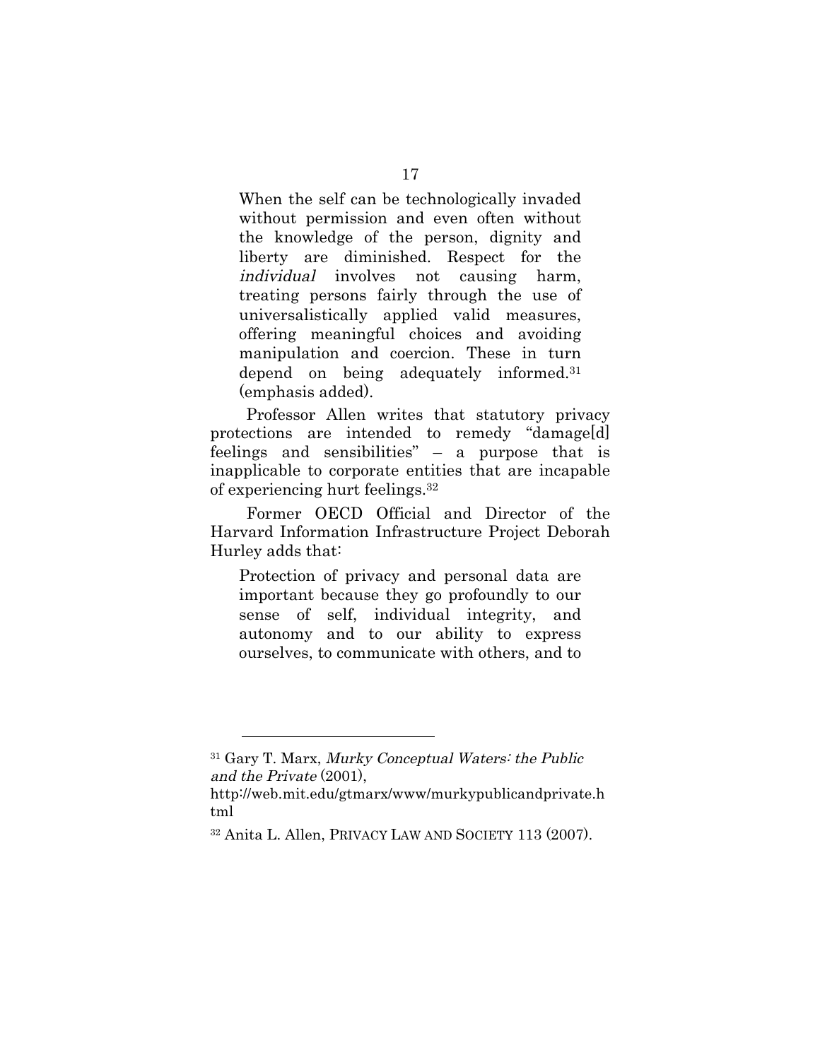> When the self can be technologically invaded without permission and even often without the knowledge of the person, dignity and liberty are diminished. Respect for the *individual* involves not causing harm, treating persons fairly through the use of universalistically applied valid measures, offering meaningful choices and avoiding manipulation and coercion. These in turn depend on being adequately informed.[31] (emphasis added).

Professor Allen writes that statutory privacy protections are intended to remedy "damage[d] feelings and sensibilities" – a purpose that is inapplicable to corporate entities that are incapable of experiencing hurt feelings.[32]

Former OECD Official and Director of the Harvard Information Infrastructure Project Deborah Hurley adds that:

> Protection of privacy and personal data are important because they go profoundly to our sense of self, individual integrity, and autonomy and to our ability to express ourselves, to communicate with others, and to

---

[31] Gary T. Marx, *Murky Conceptual Waters: the Public and the Private* (2001), http://web.mit.edu/gtmarx/www/murkypublicandprivate.html

[32] Anita L. Allen, PRIVACY LAW AND SOCIETY 113 (2007).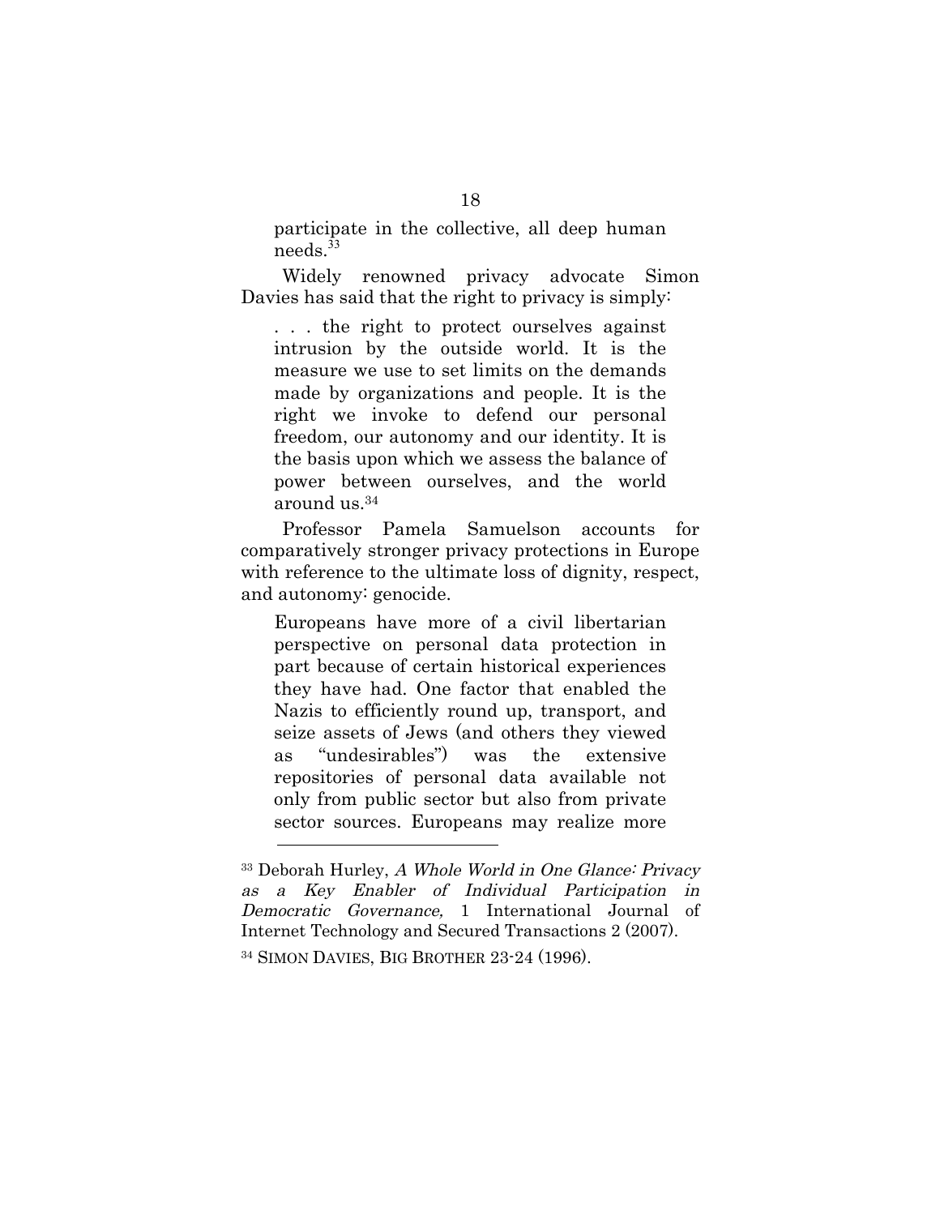> participate in the collective, all deep human needs.[33]

Widely renowned privacy advocate Simon Davies has said that the right to privacy is simply:

> . . . the right to protect ourselves against intrusion by the outside world. It is the measure we use to set limits on the demands made by organizations and people. It is the right we invoke to defend our personal freedom, our autonomy and our identity. It is the basis upon which we assess the balance of power between ourselves, and the world around us.[34]

Professor Pamela Samuelson accounts for comparatively stronger privacy protections in Europe with reference to the ultimate loss of dignity, respect, and autonomy: genocide.

> Europeans have more of a civil libertarian perspective on personal data protection in part because of certain historical experiences they have had. One factor that enabled the Nazis to efficiently round up, transport, and seize assets of Jews (and others they viewed as "undesirables") was the extensive repositories of personal data available not only from public sector but also from private sector sources. Europeans may realize more

---

[33] Deborah Hurley, *A Whole World in One Glance: Privacy as a Key Enabler of Individual Participation in Democratic Governance,* 1 International Journal of Internet Technology and Secured Transactions 2 (2007).

[34] SIMON DAVIES, BIG BROTHER 23-24 (1996).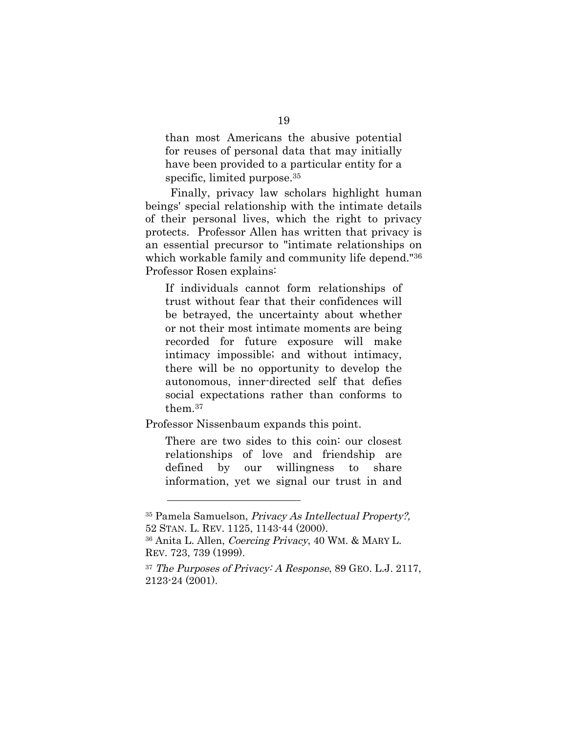> than most Americans the abusive potential for reuses of personal data that may initially have been provided to a particular entity for a specific, limited purpose.[35]

Finally, privacy law scholars highlight human beings' special relationship with the intimate details of their personal lives, which the right to privacy protects. Professor Allen has written that privacy is an essential precursor to "intimate relationships on which workable family and community life depend."[36] Professor Rosen explains:

> If individuals cannot form relationships of trust without fear that their confidences will be betrayed, the uncertainty about whether or not their most intimate moments are being recorded for future exposure will make intimacy impossible; and without intimacy, there will be no opportunity to develop the autonomous, inner-directed self that defies social expectations rather than conforms to them.[37]

Professor Nissenbaum expands this point.

> There are two sides to this coin: our closest relationships of love and friendship are defined by our willingness to share information, yet we signal our trust in and

---

[35] Pamela Samuelson, *Privacy As Intellectual Property?,* 52 STAN. L. REV. 1125, 1143-44 (2000).

[36] Anita L. Allen, *Coercing Privacy*, 40 WM. & MARY L. REV. 723, 739 (1999).

[37] *The Purposes of Privacy: A Response*, 89 GEO. L.J. 2117, 2123-24 (2001).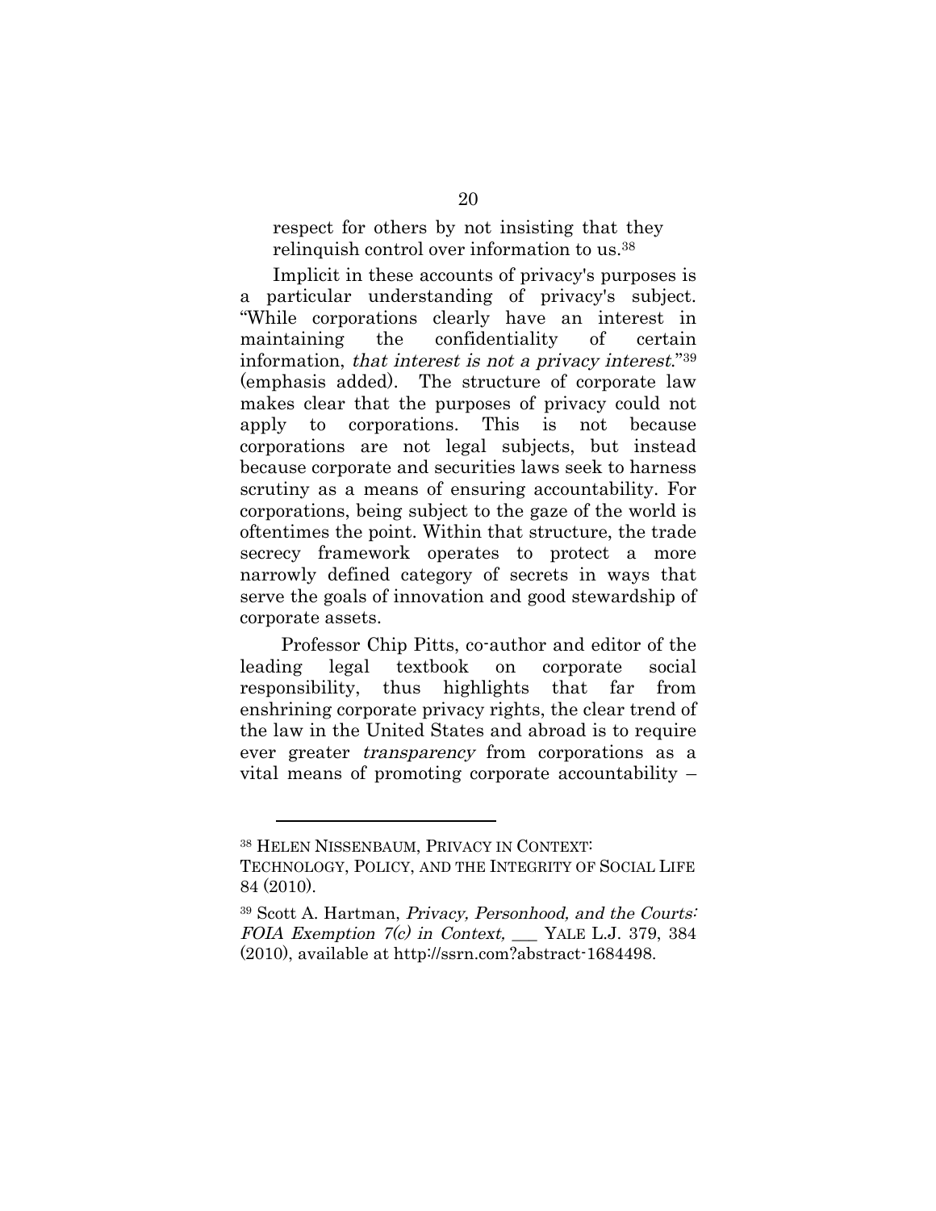respect for others by not insisting that they relinquish control over information to us.[38]

Implicit in these accounts of privacy's purposes is a particular understanding of privacy's subject. "While corporations clearly have an interest in maintaining the confidentiality of certain information, *that interest is not a privacy interest*."[39] (emphasis added). The structure of corporate law makes clear that the purposes of privacy could not apply to corporations. This is not because corporations are not legal subjects, but instead because corporate and securities laws seek to harness scrutiny as a means of ensuring accountability. For corporations, being subject to the gaze of the world is oftentimes the point. Within that structure, the trade secrecy framework operates to protect a more narrowly defined category of secrets in ways that serve the goals of innovation and good stewardship of corporate assets.

Professor Chip Pitts, co-author and editor of the leading legal textbook on corporate social responsibility, thus highlights that far from enshrining corporate privacy rights, the clear trend of the law in the United States and abroad is to require ever greater *transparency* from corporations as a vital means of promoting corporate accountability –

---

[38] HELEN NISSENBAUM, PRIVACY IN CONTEXT: TECHNOLOGY, POLICY, AND THE INTEGRITY OF SOCIAL LIFE 84 (2010).

[39] Scott A. Hartman, *Privacy, Personhood, and the Courts: FOIA Exemption 7(c) in Context,* ___ YALE L.J. 379, 384 (2010), available at http://ssrn.com?abstract-1684498.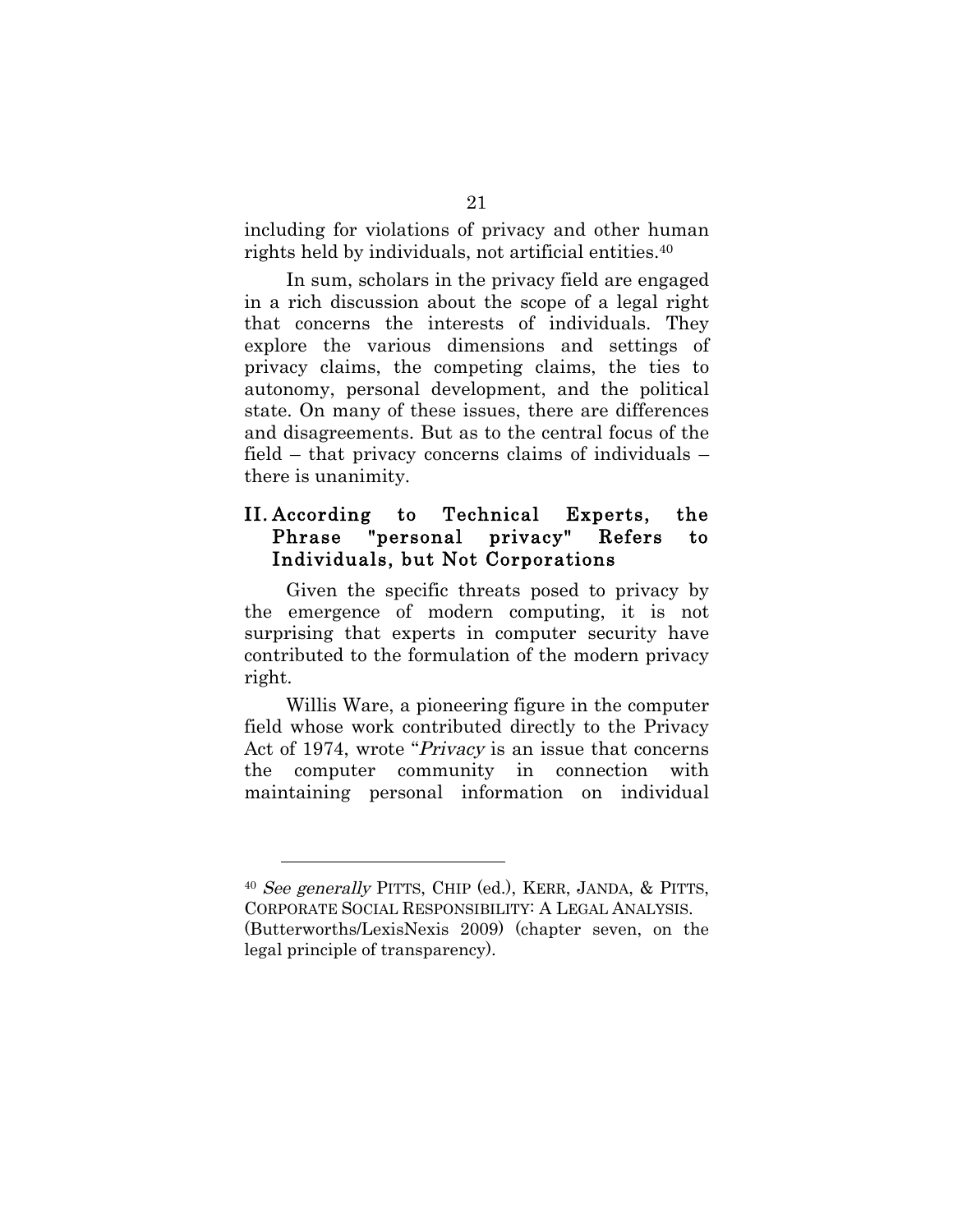including for violations of privacy and other human rights held by individuals, not artificial entities.[40]

In sum, scholars in the privacy field are engaged in a rich discussion about the scope of a legal right that concerns the interests of individuals. They explore the various dimensions and settings of privacy claims, the competing claims, the ties to autonomy, personal development, and the political state. On many of these issues, there are differences and disagreements. But as to the central focus of the field – that privacy concerns claims of individuals – there is unanimity.

## II. According to Technical Experts, the Phrase "personal privacy" Refers to Individuals, but Not Corporations

Given the specific threats posed to privacy by the emergence of modern computing, it is not surprising that experts in computer security have contributed to the formulation of the modern privacy right.

Willis Ware, a pioneering figure in the computer field whose work contributed directly to the Privacy Act of 1974, wrote "*Privacy* is an issue that concerns the computer community in connection with maintaining personal information on individual

---

[40] *See generally* PITTS, CHIP (ed.), KERR, JANDA, & PITTS, CORPORATE SOCIAL RESPONSIBILITY: A LEGAL ANALYSIS. (Butterworths/LexisNexis 2009) (chapter seven, on the legal principle of transparency).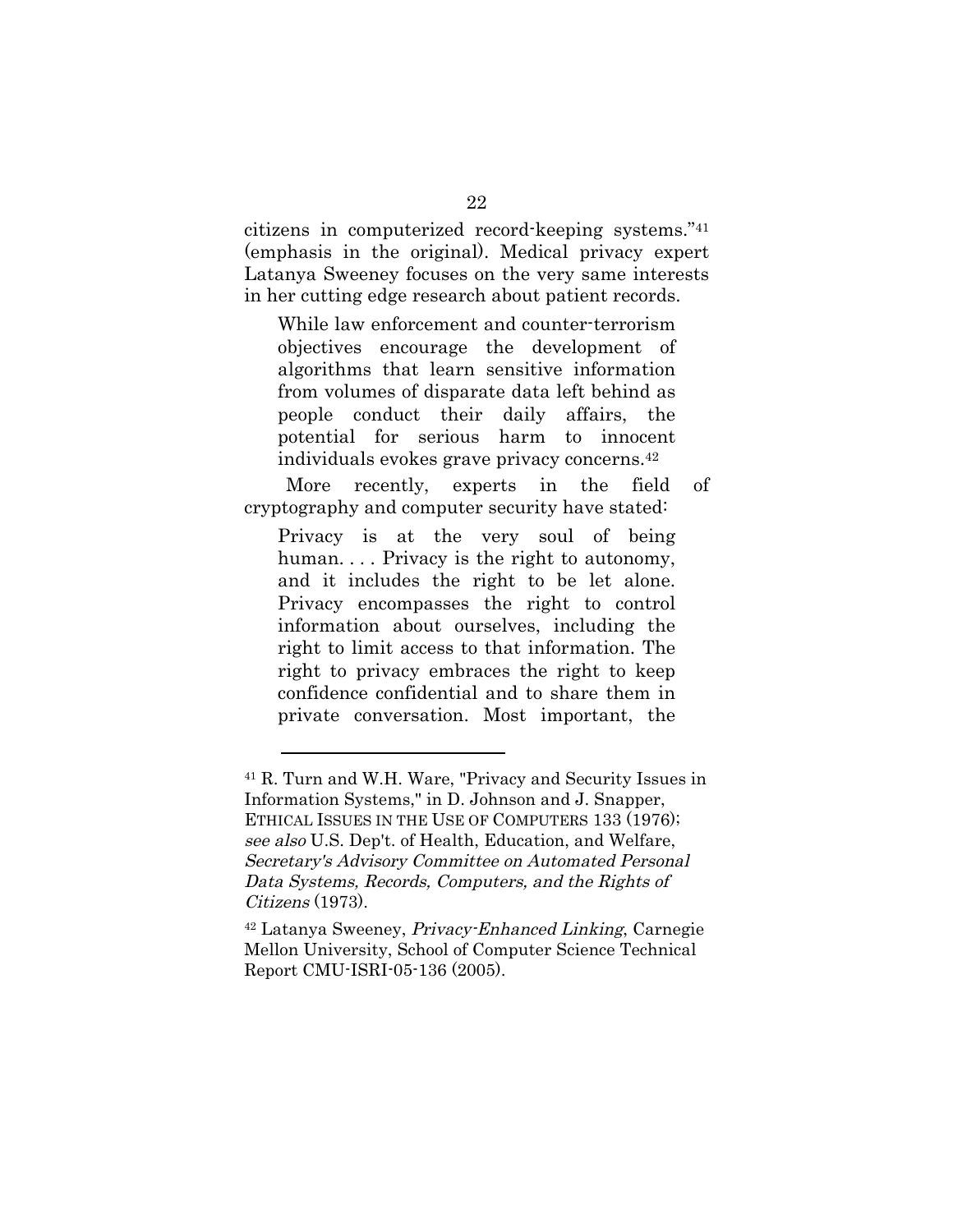citizens in computerized record-keeping systems."[41] (emphasis in the original). Medical privacy expert Latanya Sweeney focuses on the very same interests in her cutting edge research about patient records.

> While law enforcement and counter-terrorism objectives encourage the development of algorithms that learn sensitive information from volumes of disparate data left behind as people conduct their daily affairs, the potential for serious harm to innocent individuals evokes grave privacy concerns.[42]

More recently, experts in the field of cryptography and computer security have stated:

> Privacy is at the very soul of being human. . . . Privacy is the right to autonomy, and it includes the right to be let alone. Privacy encompasses the right to control information about ourselves, including the right to limit access to that information. The right to privacy embraces the right to keep confidence confidential and to share them in private conversation. Most important, the

---

[41] R. Turn and W.H. Ware, "Privacy and Security Issues in Information Systems," in D. Johnson and J. Snapper, ETHICAL ISSUES IN THE USE OF COMPUTERS 133 (1976); *see also* U.S. Dep't. of Health, Education, and Welfare, *Secretary's Advisory Committee on Automated Personal Data Systems, Records, Computers, and the Rights of Citizens* (1973).

[42] Latanya Sweeney, *Privacy-Enhanced Linking*, Carnegie Mellon University, School of Computer Science Technical Report CMU-ISRI-05-136 (2005).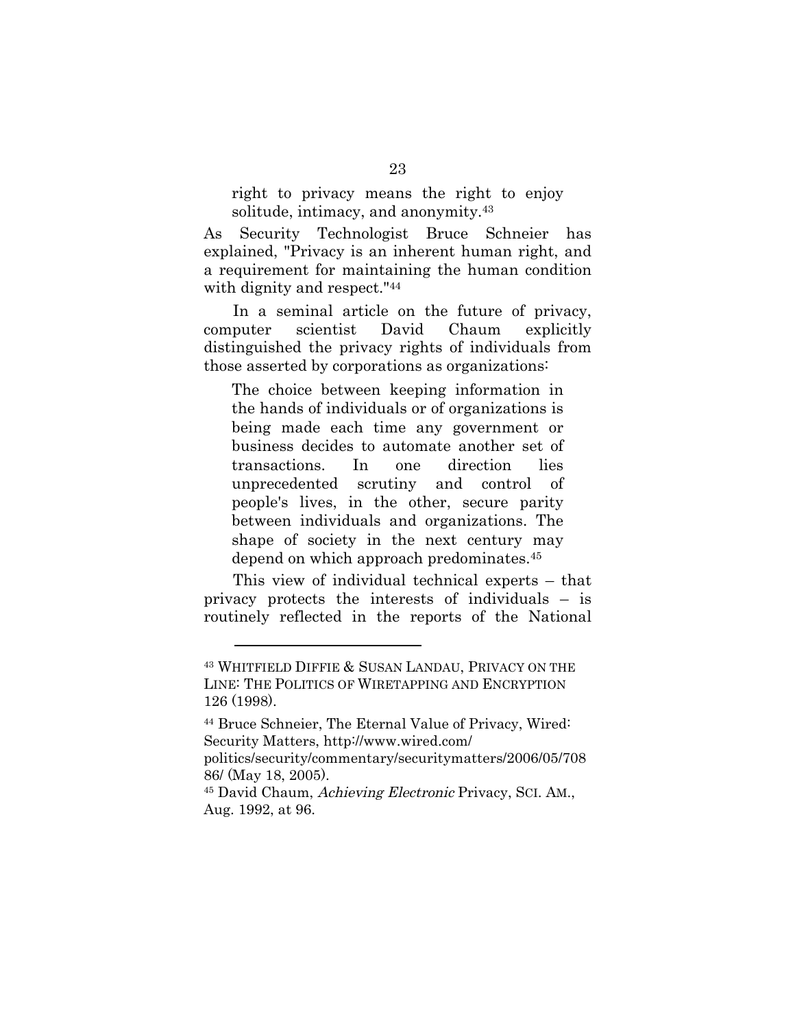> right to privacy means the right to enjoy solitude, intimacy, and anonymity.[43]

As Security Technologist Bruce Schneier has explained, "Privacy is an inherent human right, and a requirement for maintaining the human condition with dignity and respect."[44]

In a seminal article on the future of privacy, computer scientist David Chaum explicitly distinguished the privacy rights of individuals from those asserted by corporations as organizations:

> The choice between keeping information in the hands of individuals or of organizations is being made each time any government or business decides to automate another set of transactions. In one direction lies unprecedented scrutiny and control of people's lives, in the other, secure parity between individuals and organizations. The shape of society in the next century may depend on which approach predominates.[45]

This view of individual technical experts – that privacy protects the interests of individuals – is routinely reflected in the reports of the National

---

[43] WHITFIELD DIFFIE & SUSAN LANDAU, PRIVACY ON THE LINE: THE POLITICS OF WIRETAPPING AND ENCRYPTION 126 (1998).

[44] Bruce Schneier, The Eternal Value of Privacy, Wired: Security Matters, http://www.wired.com/politics/security/commentary/securitymatters/2006/05/70886/ (May 18, 2005).

[45] David Chaum, *Achieving Electronic* Privacy, SCI. AM., Aug. 1992, at 96.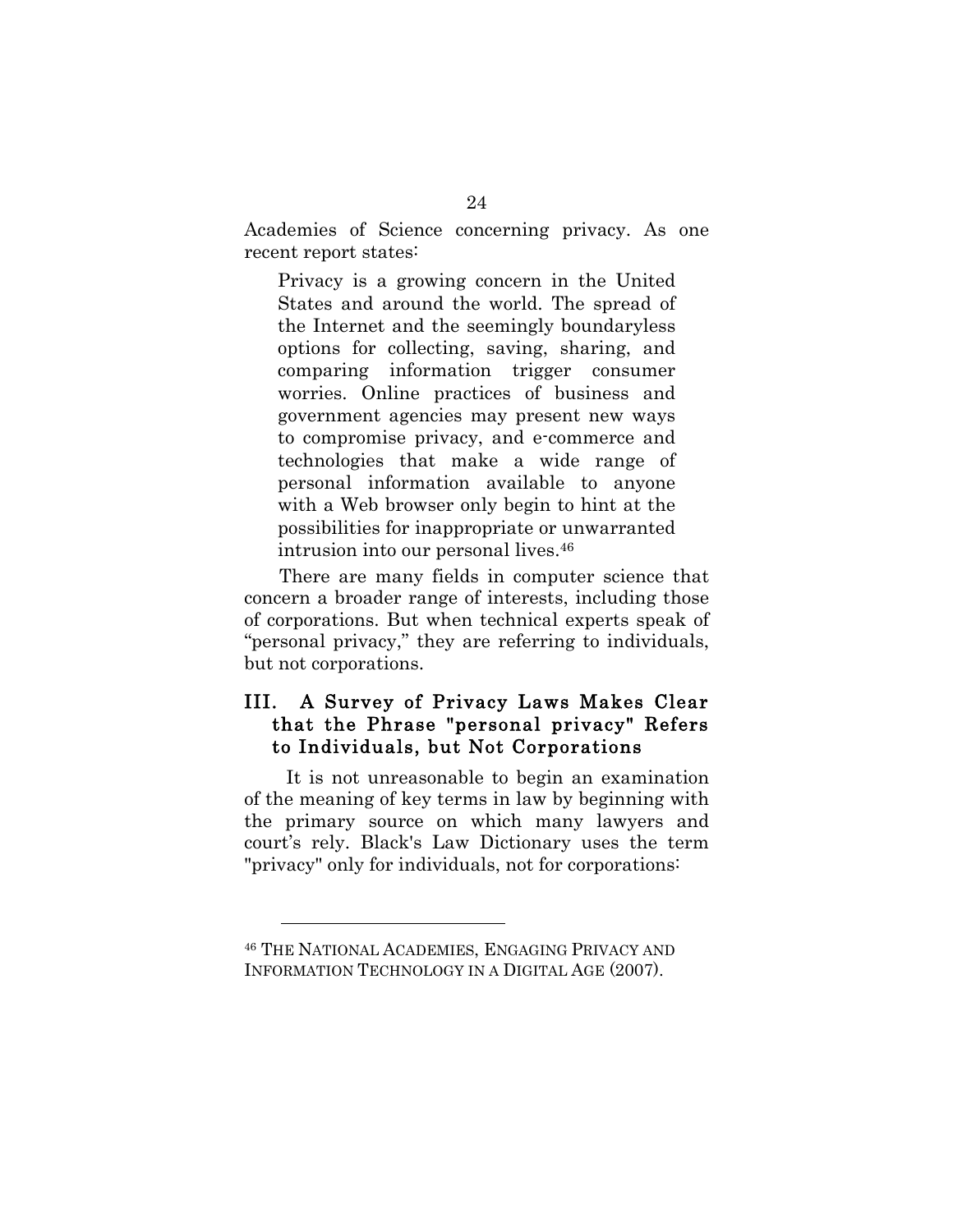Academies of Science concerning privacy. As one recent report states:

> Privacy is a growing concern in the United States and around the world. The spread of the Internet and the seemingly boundaryless options for collecting, saving, sharing, and comparing information trigger consumer worries. Online practices of business and government agencies may present new ways to compromise privacy, and e-commerce and technologies that make a wide range of personal information available to anyone with a Web browser only begin to hint at the possibilities for inappropriate or unwarranted intrusion into our personal lives.[46]

There are many fields in computer science that concern a broader range of interests, including those of corporations. But when technical experts speak of "personal privacy," they are referring to individuals, but not corporations.

## III. A Survey of Privacy Laws Makes Clear that the Phrase "personal privacy" Refers to Individuals, but Not Corporations

It is not unreasonable to begin an examination of the meaning of key terms in law by beginning with the primary source on which many lawyers and court's rely. Black's Law Dictionary uses the term "privacy" only for individuals, not for corporations:

---

[46] THE NATIONAL ACADEMIES, ENGAGING PRIVACY AND INFORMATION TECHNOLOGY IN A DIGITAL AGE (2007).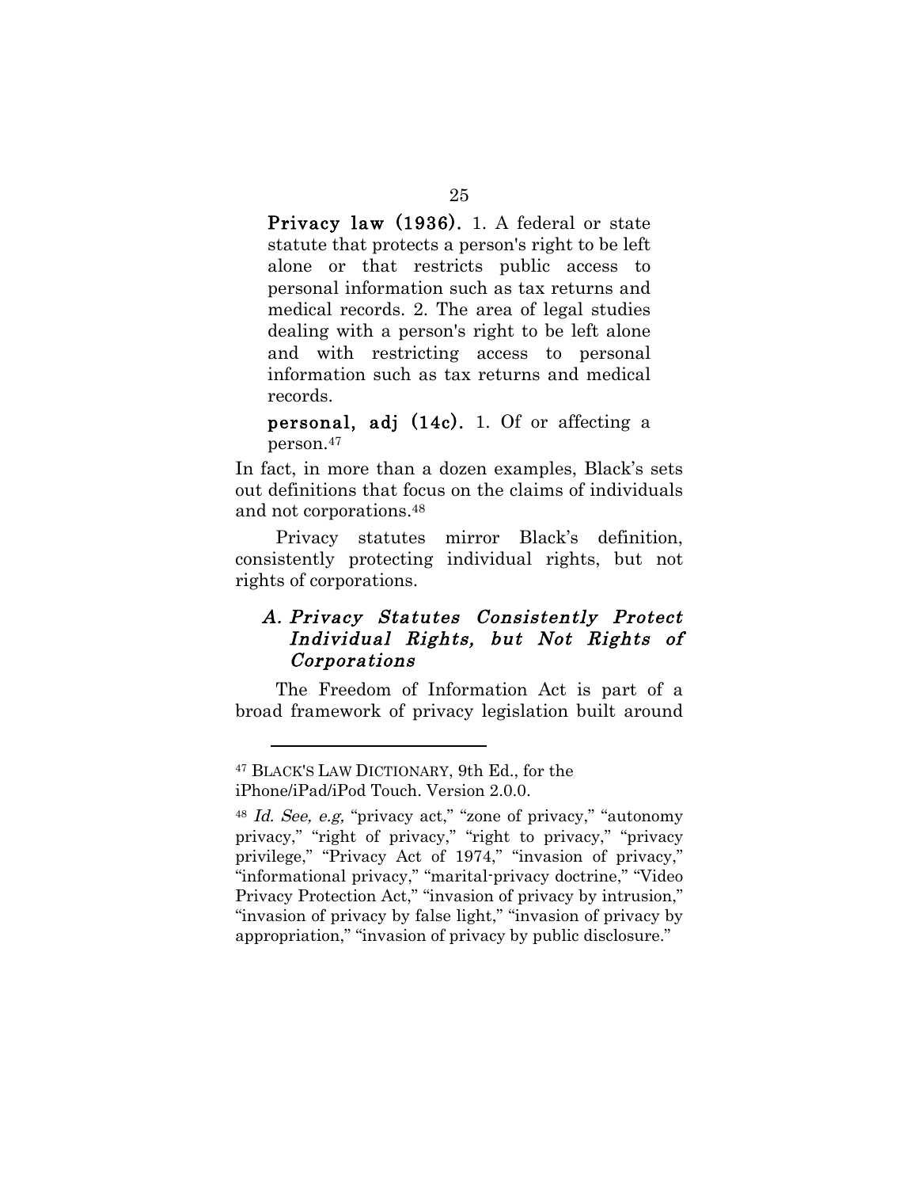> **Privacy law (1936).** 1. A federal or state statute that protects a person's right to be left alone or that restricts public access to personal information such as tax returns and medical records. 2. The area of legal studies dealing with a person's right to be left alone and with restricting access to personal information such as tax returns and medical records.
>
> **personal, adj (14c).** 1. Of or affecting a person.[47]

In fact, in more than a dozen examples, Black's sets out definitions that focus on the claims of individuals and not corporations.[48]

Privacy statutes mirror Black's definition, consistently protecting individual rights, but not rights of corporations.

### *A. Privacy Statutes Consistently Protect Individual Rights, but Not Rights of Corporations*

The Freedom of Information Act is part of a broad framework of privacy legislation built around

---

[47] BLACK'S LAW DICTIONARY, 9th Ed., for the iPhone/iPad/iPod Touch. Version 2.0.0.

[48] *Id. See, e.g,* "privacy act," "zone of privacy," "autonomy privacy," "right of privacy," "right to privacy," "privacy privilege," "Privacy Act of 1974," "invasion of privacy," "informational privacy," "marital-privacy doctrine," "Video Privacy Protection Act," "invasion of privacy by intrusion," "invasion of privacy by false light," "invasion of privacy by appropriation," "invasion of privacy by public disclosure."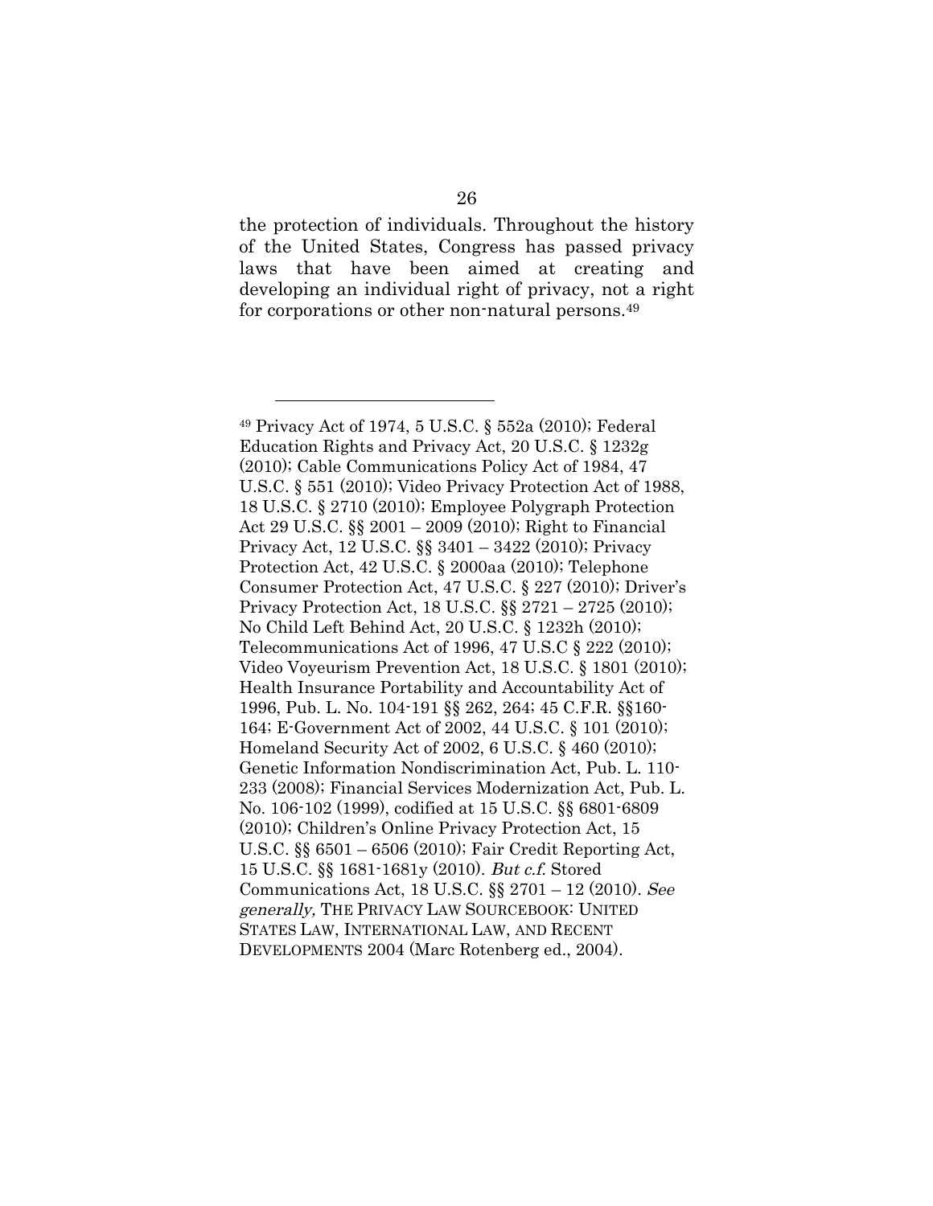the protection of individuals. Throughout the history of the United States, Congress has passed privacy laws that have been aimed at creating and developing an individual right of privacy, not a right for corporations or other non-natural persons.[49]

---

[49] Privacy Act of 1974, 5 U.S.C. § 552a (2010); Federal Education Rights and Privacy Act, 20 U.S.C. § 1232g (2010); Cable Communications Policy Act of 1984, 47 U.S.C. § 551 (2010); Video Privacy Protection Act of 1988, 18 U.S.C. § 2710 (2010); Employee Polygraph Protection Act 29 U.S.C. §§ 2001 – 2009 (2010); Right to Financial Privacy Act, 12 U.S.C. §§ 3401 – 3422 (2010); Privacy Protection Act, 42 U.S.C. § 2000aa (2010); Telephone Consumer Protection Act, 47 U.S.C. § 227 (2010); Driver's Privacy Protection Act, 18 U.S.C. §§ 2721 – 2725 (2010); No Child Left Behind Act, 20 U.S.C. § 1232h (2010); Telecommunications Act of 1996, 47 U.S.C § 222 (2010); Video Voyeurism Prevention Act, 18 U.S.C. § 1801 (2010); Health Insurance Portability and Accountability Act of 1996, Pub. L. No. 104-191 §§ 262, 264; 45 C.F.R. §§160-164; E-Government Act of 2002, 44 U.S.C. § 101 (2010); Homeland Security Act of 2002, 6 U.S.C. § 460 (2010); Genetic Information Nondiscrimination Act, Pub. L. 110-233 (2008); Financial Services Modernization Act, Pub. L. No. 106-102 (1999), codified at 15 U.S.C. §§ 6801-6809 (2010); Children's Online Privacy Protection Act, 15 U.S.C. §§ 6501 – 6506 (2010); Fair Credit Reporting Act, 15 U.S.C. §§ 1681-1681y (2010). *But c.f.* Stored Communications Act, 18 U.S.C. §§ 2701 – 12 (2010). *See generally,* THE PRIVACY LAW SOURCEBOOK: UNITED STATES LAW, INTERNATIONAL LAW, AND RECENT DEVELOPMENTS 2004 (Marc Rotenberg ed., 2004).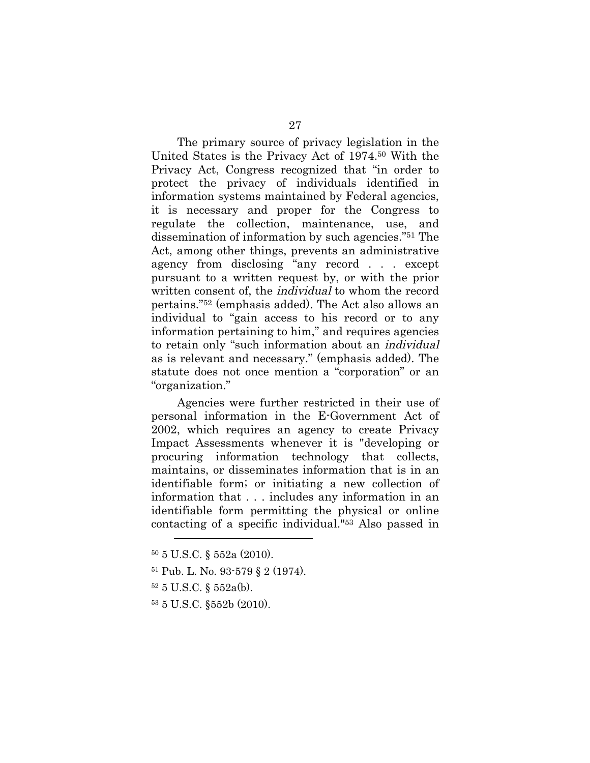The primary source of privacy legislation in the United States is the Privacy Act of 1974.[50] With the Privacy Act, Congress recognized that "in order to protect the privacy of individuals identified in information systems maintained by Federal agencies, it is necessary and proper for the Congress to regulate the collection, maintenance, use, and dissemination of information by such agencies."[51] The Act, among other things, prevents an administrative agency from disclosing "any record . . . except pursuant to a written request by, or with the prior written consent of, the *individual* to whom the record pertains."[52] (emphasis added). The Act also allows an individual to "gain access to his record or to any information pertaining to him," and requires agencies to retain only "such information about an *individual* as is relevant and necessary." (emphasis added). The statute does not once mention a "corporation" or an "organization."

Agencies were further restricted in their use of personal information in the E-Government Act of 2002, which requires an agency to create Privacy Impact Assessments whenever it is "developing or procuring information technology that collects, maintains, or disseminates information that is in an identifiable form; or initiating a new collection of information that . . . includes any information in an identifiable form permitting the physical or online contacting of a specific individual."[53] Also passed in

---

[50] 5 U.S.C. § 552a (2010).

[51] Pub. L. No. 93-579 § 2 (1974).

[52] 5 U.S.C. § 552a(b).

[53] 5 U.S.C. §552b (2010).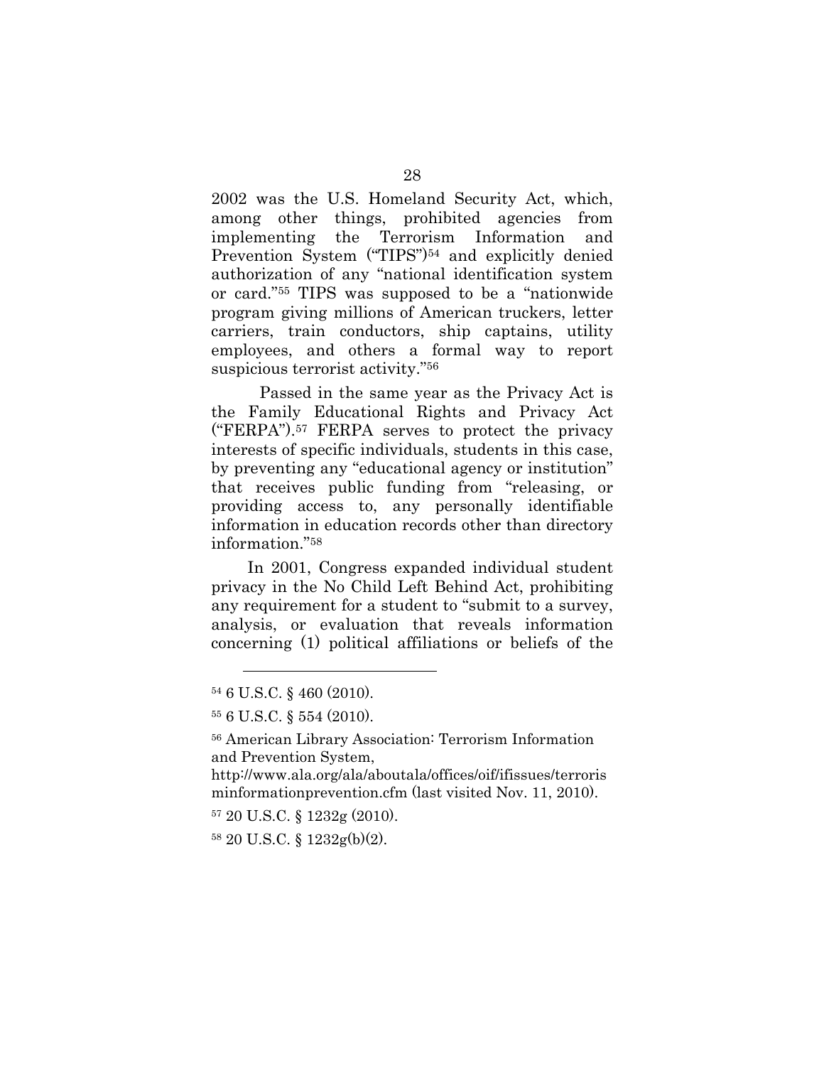2002 was the U.S. Homeland Security Act, which, among other things, prohibited agencies from implementing the Terrorism Information and Prevention System ("TIPS")[54] and explicitly denied authorization of any "national identification system or card."[55] TIPS was supposed to be a "nationwide program giving millions of American truckers, letter carriers, train conductors, ship captains, utility employees, and others a formal way to report suspicious terrorist activity."[56]

Passed in the same year as the Privacy Act is the Family Educational Rights and Privacy Act ("FERPA").[57] FERPA serves to protect the privacy interests of specific individuals, students in this case, by preventing any "educational agency or institution" that receives public funding from "releasing, or providing access to, any personally identifiable information in education records other than directory information."[58]

In 2001, Congress expanded individual student privacy in the No Child Left Behind Act, prohibiting any requirement for a student to "submit to a survey, analysis, or evaluation that reveals information concerning (1) political affiliations or beliefs of the

---

[54] 6 U.S.C. § 460 (2010).

[55] 6 U.S.C. § 554 (2010).

[56] American Library Association: Terrorism Information and Prevention System, http://www.ala.org/ala/aboutala/offices/oif/ifissues/terrorisminformationprevention.cfm (last visited Nov. 11, 2010).

[57] 20 U.S.C. § 1232g (2010).

[58] 20 U.S.C. § 1232g(b)(2).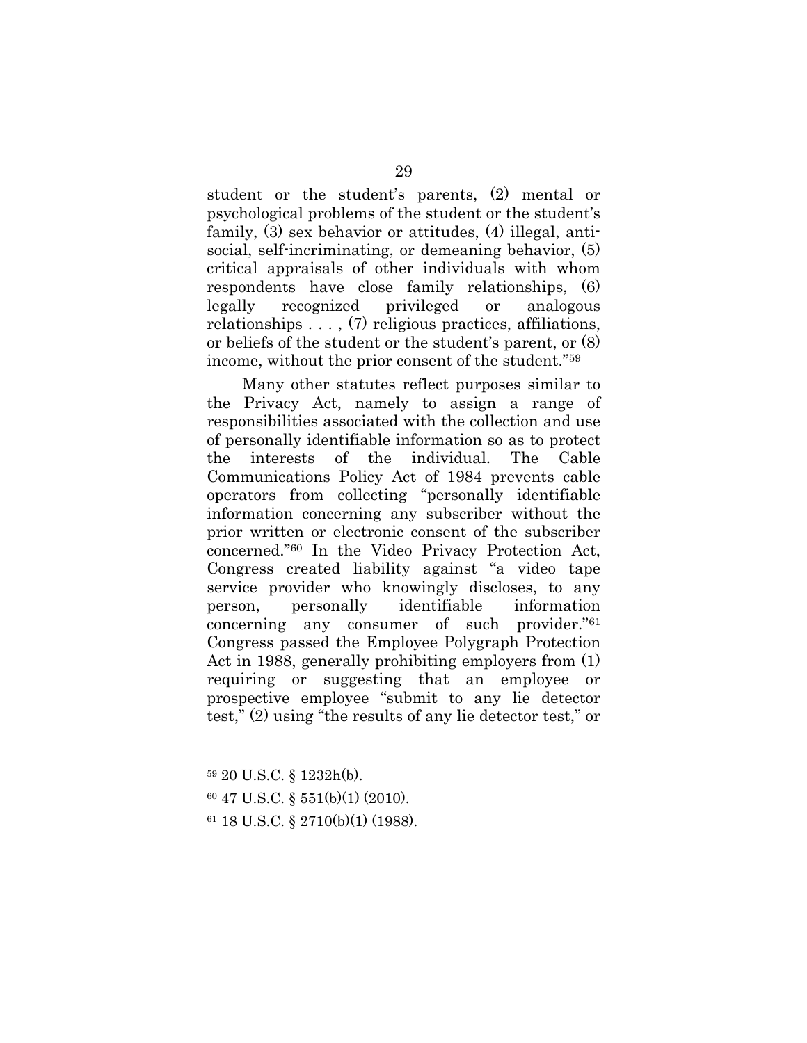student or the student's parents, (2) mental or psychological problems of the student or the student's family, (3) sex behavior or attitudes, (4) illegal, anti-social, self-incriminating, or demeaning behavior, (5) critical appraisals of other individuals with whom respondents have close family relationships, (6) legally recognized privileged or analogous relationships . . . , (7) religious practices, affiliations, or beliefs of the student or the student's parent, or (8) income, without the prior consent of the student."[59]

Many other statutes reflect purposes similar to the Privacy Act, namely to assign a range of responsibilities associated with the collection and use of personally identifiable information so as to protect the interests of the individual. The Cable Communications Policy Act of 1984 prevents cable operators from collecting "personally identifiable information concerning any subscriber without the prior written or electronic consent of the subscriber concerned."[60] In the Video Privacy Protection Act, Congress created liability against "a video tape service provider who knowingly discloses, to any person, personally identifiable information concerning any consumer of such provider."[61] Congress passed the Employee Polygraph Protection Act in 1988, generally prohibiting employers from (1) requiring or suggesting that an employee or prospective employee "submit to any lie detector test," (2) using "the results of any lie detector test," or

---

[59] 20 U.S.C. § 1232h(b).

[60] 47 U.S.C. § 551(b)(1) (2010).

[61] 18 U.S.C. § 2710(b)(1) (1988).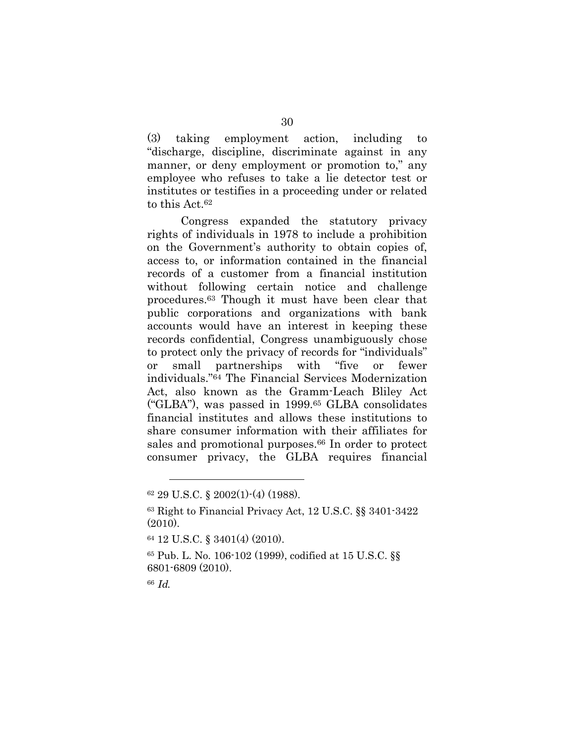(3) taking employment action, including to "discharge, discipline, discriminate against in any manner, or deny employment or promotion to," any employee who refuses to take a lie detector test or institutes or testifies in a proceeding under or related to this Act.[62]

Congress expanded the statutory privacy rights of individuals in 1978 to include a prohibition on the Government's authority to obtain copies of, access to, or information contained in the financial records of a customer from a financial institution without following certain notice and challenge procedures.[63] Though it must have been clear that public corporations and organizations with bank accounts would have an interest in keeping these records confidential, Congress unambiguously chose to protect only the privacy of records for "individuals" or small partnerships with "five or fewer individuals."[64] The Financial Services Modernization Act, also known as the Gramm-Leach Bliley Act ("GLBA"), was passed in 1999.[65] GLBA consolidates financial institutes and allows these institutions to share consumer information with their affiliates for sales and promotional purposes.[66] In order to protect consumer privacy, the GLBA requires financial

---

[62] 29 U.S.C. § 2002(1)-(4) (1988).

[63] Right to Financial Privacy Act, 12 U.S.C. §§ 3401-3422 (2010).

[64] 12 U.S.C. § 3401(4) (2010).

[65] Pub. L. No. 106-102 (1999), codified at 15 U.S.C. §§ 6801-6809 (2010).

[66] *Id.*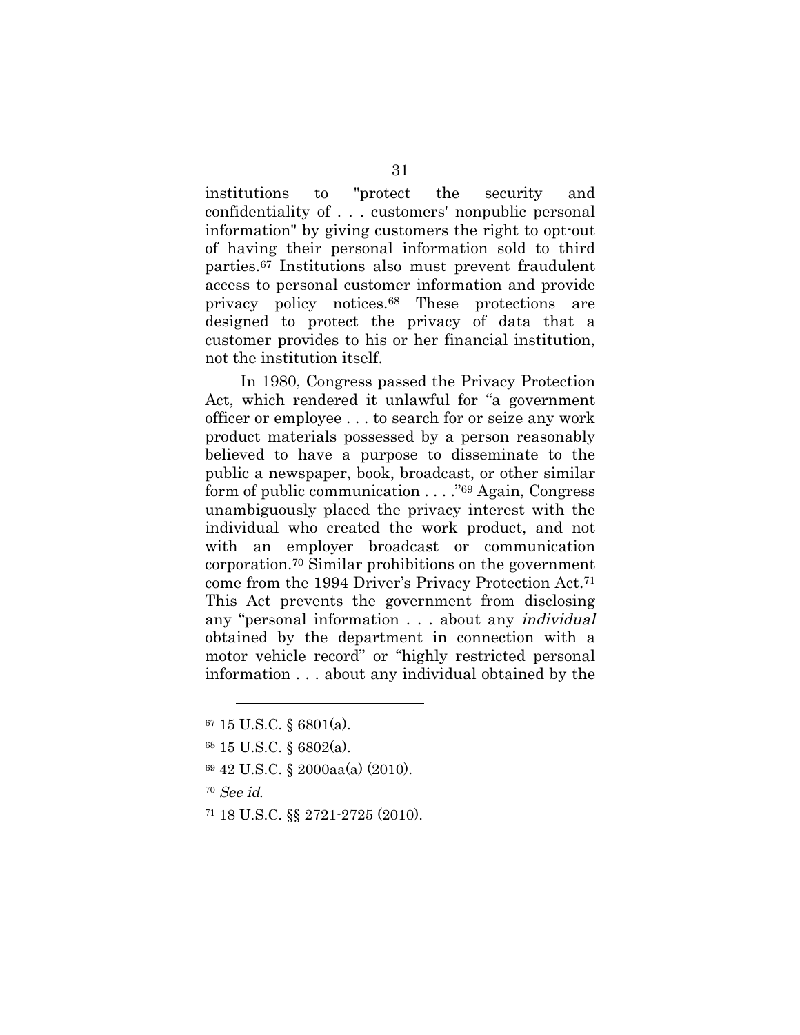institutions to "protect the security and confidentiality of . . . customers' nonpublic personal information" by giving customers the right to opt-out of having their personal information sold to third parties.[67] Institutions also must prevent fraudulent access to personal customer information and provide privacy policy notices.[68] These protections are designed to protect the privacy of data that a customer provides to his or her financial institution, not the institution itself.

In 1980, Congress passed the Privacy Protection Act, which rendered it unlawful for "a government officer or employee . . . to search for or seize any work product materials possessed by a person reasonably believed to have a purpose to disseminate to the public a newspaper, book, broadcast, or other similar form of public communication . . . ."[69] Again, Congress unambiguously placed the privacy interest with the individual who created the work product, and not with an employer broadcast or communication corporation.[70] Similar prohibitions on the government come from the 1994 Driver's Privacy Protection Act.[71] This Act prevents the government from disclosing any "personal information . . . about any *individual* obtained by the department in connection with a motor vehicle record" or "highly restricted personal information . . . about any individual obtained by the

---

[67] 15 U.S.C. § 6801(a).

[68] 15 U.S.C. § 6802(a).

[69] 42 U.S.C. § 2000aa(a) (2010).

[70] *See id.*

[71] 18 U.S.C. §§ 2721-2725 (2010).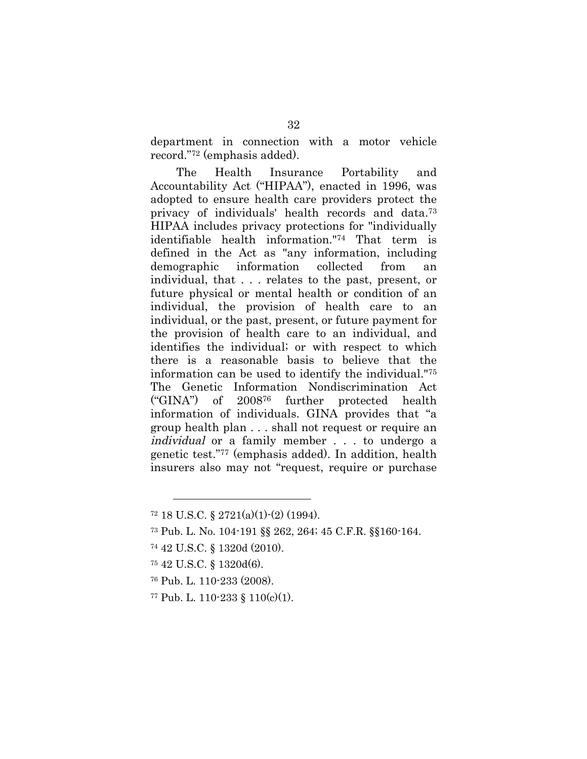department in connection with a motor vehicle record."[72] (emphasis added).

The Health Insurance Portability and Accountability Act ("HIPAA"), enacted in 1996, was adopted to ensure health care providers protect the privacy of individuals' health records and data.[73] HIPAA includes privacy protections for "individually identifiable health information."[74] That term is defined in the Act as "any information, including demographic information collected from an individual, that . . . relates to the past, present, or future physical or mental health or condition of an individual, the provision of health care to an individual, or the past, present, or future payment for the provision of health care to an individual, and identifies the individual; or with respect to which there is a reasonable basis to believe that the information can be used to identify the individual."[75] The Genetic Information Nondiscrimination Act ("GINA") of 2008[76] further protected health information of individuals. GINA provides that "a group health plan . . . shall not request or require an *individual* or a family member . . . to undergo a genetic test."[77] (emphasis added). In addition, health insurers also may not "request, require or purchase

---

[72] 18 U.S.C. § 2721(a)(1)-(2) (1994).

[73] Pub. L. No. 104-191 §§ 262, 264; 45 C.F.R. §§160-164.

[74] 42 U.S.C. § 1320d (2010).

[75] 42 U.S.C. § 1320d(6).

[76] Pub. L. 110-233 (2008).

[77] Pub. L. 110-233 § 110(c)(1).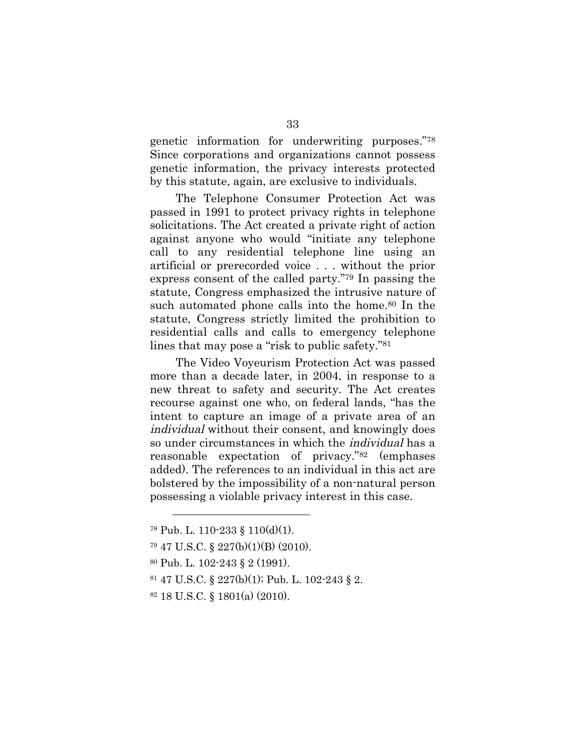genetic information for underwriting purposes."[78] Since corporations and organizations cannot possess genetic information, the privacy interests protected by this statute, again, are exclusive to individuals.

The Telephone Consumer Protection Act was passed in 1991 to protect privacy rights in telephone solicitations. The Act created a private right of action against anyone who would "initiate any telephone call to any residential telephone line using an artificial or prerecorded voice . . . without the prior express consent of the called party."[79] In passing the statute, Congress emphasized the intrusive nature of such automated phone calls into the home.[80] In the statute, Congress strictly limited the prohibition to residential calls and calls to emergency telephone lines that may pose a "risk to public safety."[81]

The Video Voyeurism Protection Act was passed more than a decade later, in 2004, in response to a new threat to safety and security. The Act creates recourse against one who, on federal lands, "has the intent to capture an image of a private area of an *individual* without their consent, and knowingly does so under circumstances in which the *individual* has a reasonable expectation of privacy."[82] (emphases added). The references to an individual in this act are bolstered by the impossibility of a non-natural person possessing a violable privacy interest in this case.

---

[78] Pub. L. 110-233 § 110(d)(1).

[79] 47 U.S.C. § 227(b)(1)(B) (2010).

[80] Pub. L. 102-243 § 2 (1991).

[81] 47 U.S.C. § 227(b)(1); Pub. L. 102-243 § 2.

[82] 18 U.S.C. § 1801(a) (2010).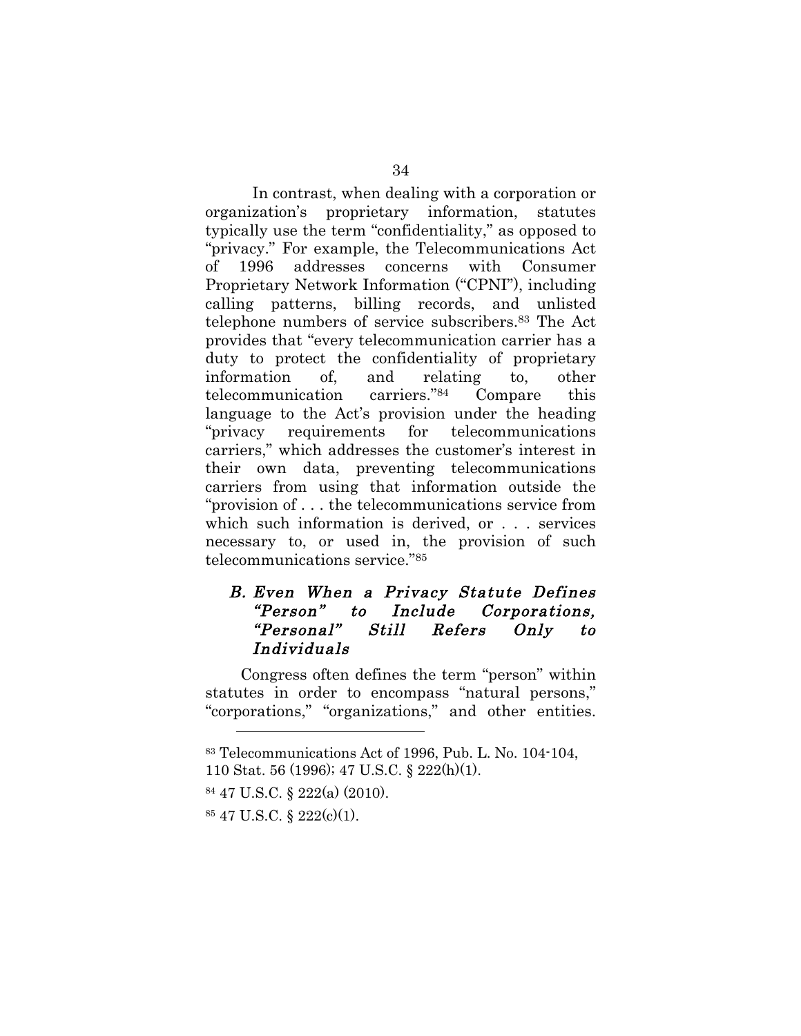In contrast, when dealing with a corporation or organization's proprietary information, statutes typically use the term "confidentiality," as opposed to "privacy." For example, the Telecommunications Act of 1996 addresses concerns with Consumer Proprietary Network Information ("CPNI"), including calling patterns, billing records, and unlisted telephone numbers of service subscribers.[83] The Act provides that "every telecommunication carrier has a duty to protect the confidentiality of proprietary information of, and relating to, other telecommunication carriers."[84] Compare this language to the Act's provision under the heading "privacy requirements for telecommunications carriers," which addresses the customer's interest in their own data, preventing telecommunications carriers from using that information outside the "provision of . . . the telecommunications service from which such information is derived, or . . . services necessary to, or used in, the provision of such telecommunications service."[85]

### *B. Even When a Privacy Statute Defines "Person" to Include Corporations, "Personal" Still Refers Only to Individuals*

Congress often defines the term "person" within statutes in order to encompass "natural persons," "corporations," "organizations," and other entities.

---

[83] Telecommunications Act of 1996, Pub. L. No. 104-104, 110 Stat. 56 (1996); 47 U.S.C. § 222(h)(1).

[84] 47 U.S.C. § 222(a) (2010).

[85] 47 U.S.C. § 222(c)(1).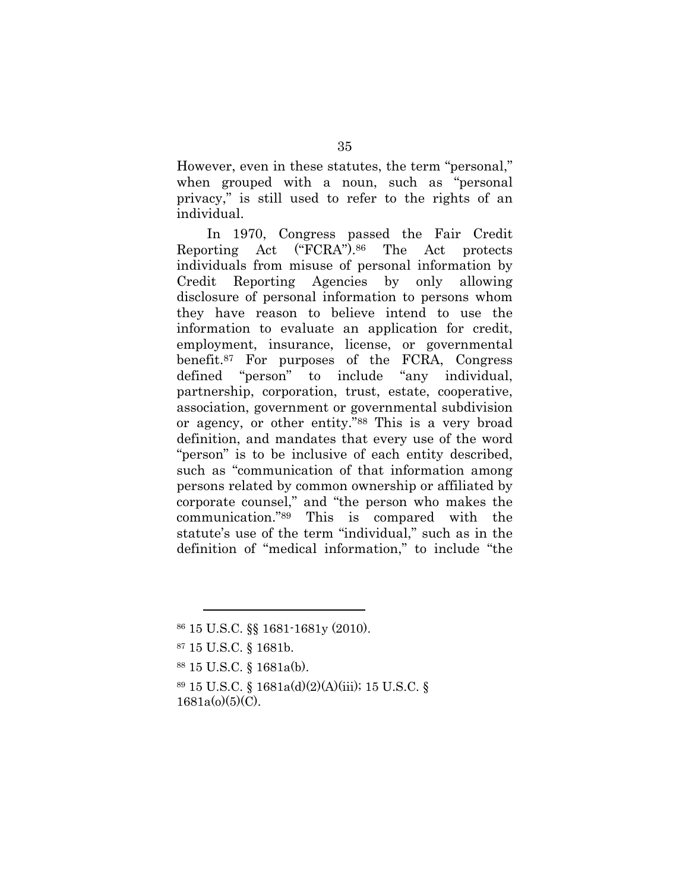However, even in these statutes, the term "personal," when grouped with a noun, such as "personal privacy," is still used to refer to the rights of an individual.

In 1970, Congress passed the Fair Credit Reporting Act ("FCRA").[86] The Act protects individuals from misuse of personal information by Credit Reporting Agencies by only allowing disclosure of personal information to persons whom they have reason to believe intend to use the information to evaluate an application for credit, employment, insurance, license, or governmental benefit.[87] For purposes of the FCRA, Congress defined "person" to include "any individual, partnership, corporation, trust, estate, cooperative, association, government or governmental subdivision or agency, or other entity."[88] This is a very broad definition, and mandates that every use of the word "person" is to be inclusive of each entity described, such as "communication of that information among persons related by common ownership or affiliated by corporate counsel," and "the person who makes the communication."[89] This is compared with the statute's use of the term "individual," such as in the definition of "medical information," to include "the

---

[86] 15 U.S.C. §§ 1681-1681y (2010).

[87] 15 U.S.C. § 1681b.

[88] 15 U.S.C. § 1681a(b).

[89] 15 U.S.C. § 1681a(d)(2)(A)(iii); 15 U.S.C. § 1681a(o)(5)(C).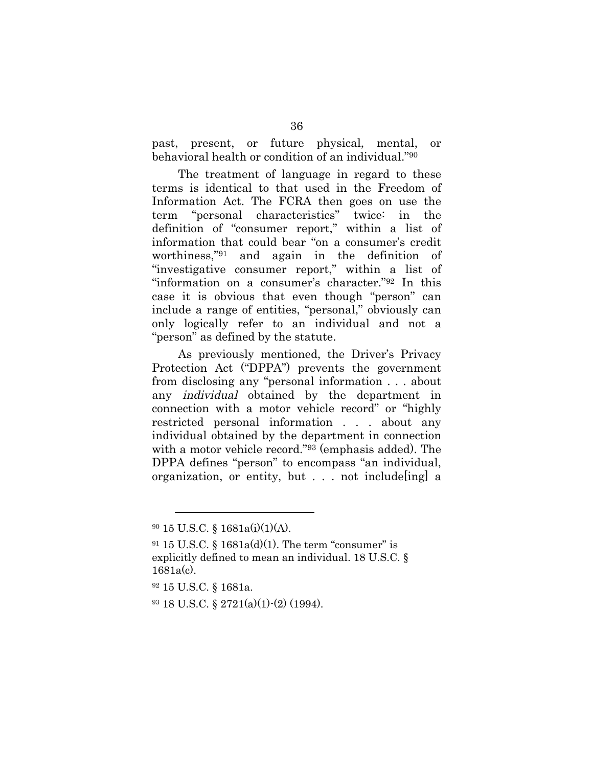past, present, or future physical, mental, or behavioral health or condition of an individual."[90]

The treatment of language in regard to these terms is identical to that used in the Freedom of Information Act. The FCRA then goes on use the term "personal characteristics" twice: in the definition of "consumer report," within a list of information that could bear "on a consumer's credit worthiness,"[91] and again in the definition of "investigative consumer report," within a list of "information on a consumer's character."[92] In this case it is obvious that even though "person" can include a range of entities, "personal," obviously can only logically refer to an individual and not a "person" as defined by the statute.

As previously mentioned, the Driver's Privacy Protection Act ("DPPA") prevents the government from disclosing any "personal information . . . about any *individual* obtained by the department in connection with a motor vehicle record" or "highly restricted personal information . . . about any individual obtained by the department in connection with a motor vehicle record."[93] (emphasis added). The DPPA defines "person" to encompass "an individual, organization, or entity, but . . . not include[ing] a

---

[90] 15 U.S.C. § 1681a(i)(1)(A).

[91] 15 U.S.C. § 1681a(d)(1). The term "consumer" is explicitly defined to mean an individual. 18 U.S.C. § 1681a(c).

[92] 15 U.S.C. § 1681a.

[93] 18 U.S.C. § 2721(a)(1)-(2) (1994).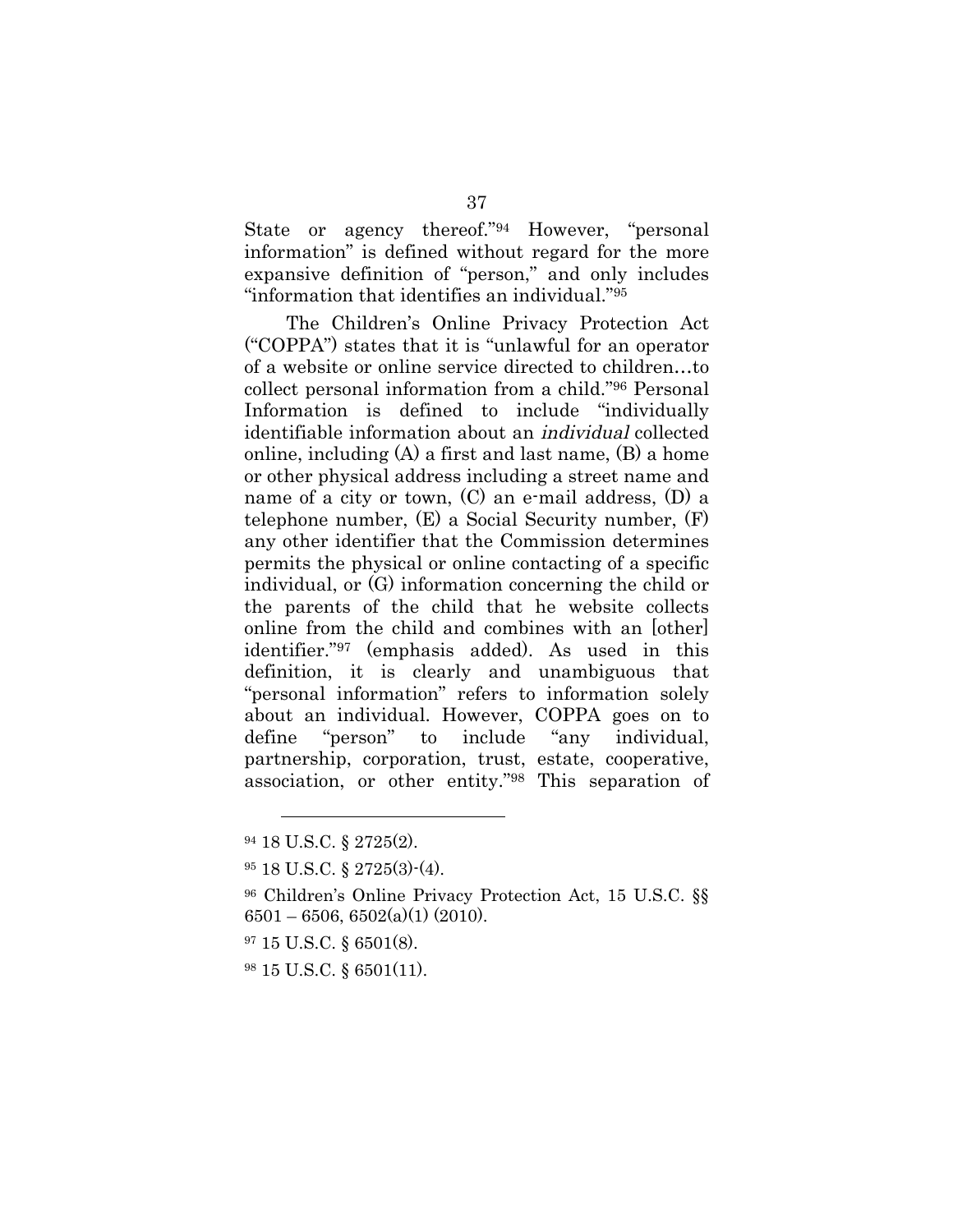State or agency thereof."[94] However, "personal information" is defined without regard for the more expansive definition of "person," and only includes "information that identifies an individual."[95]

The Children's Online Privacy Protection Act ("COPPA") states that it is "unlawful for an operator of a website or online service directed to children…to collect personal information from a child."[96] Personal Information is defined to include "individually identifiable information about an *individual* collected online, including (A) a first and last name, (B) a home or other physical address including a street name and name of a city or town, (C) an e-mail address, (D) a telephone number, (E) a Social Security number, (F) any other identifier that the Commission determines permits the physical or online contacting of a specific individual, or (G) information concerning the child or the parents of the child that he website collects online from the child and combines with an [other] identifier."[97] (emphasis added). As used in this definition, it is clearly and unambiguous that "personal information" refers to information solely about an individual. However, COPPA goes on to define "person" to include "any individual, partnership, corporation, trust, estate, cooperative, association, or other entity."[98] This separation of

---

[94] 18 U.S.C. § 2725(2).

[95] 18 U.S.C. § 2725(3)-(4).

[96] Children's Online Privacy Protection Act, 15 U.S.C. §§ 6501 – 6506, 6502(a)(1) (2010).

[97] 15 U.S.C. § 6501(8).

[98] 15 U.S.C. § 6501(11).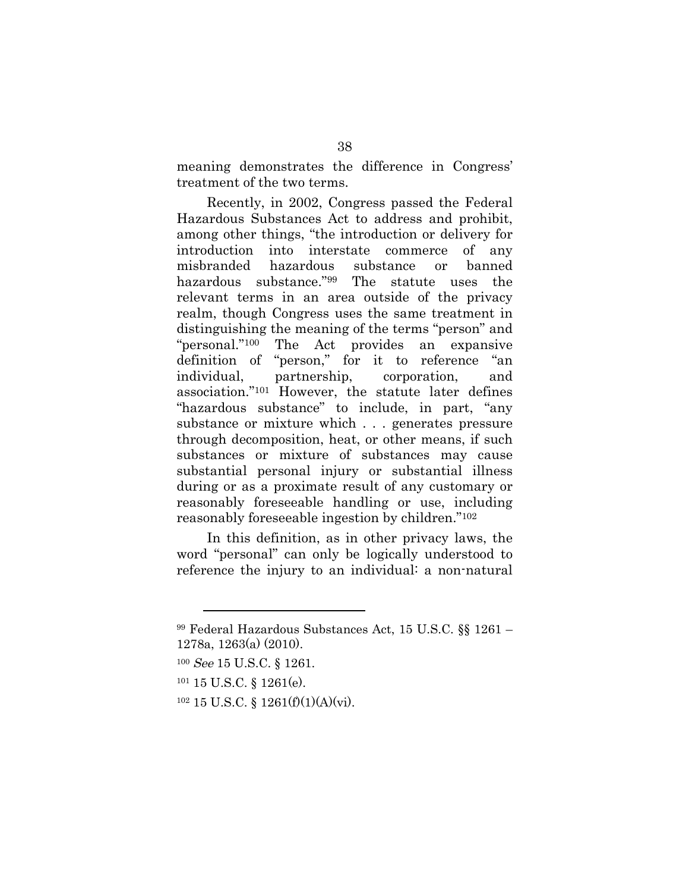meaning demonstrates the difference in Congress' treatment of the two terms.

Recently, in 2002, Congress passed the Federal Hazardous Substances Act to address and prohibit, among other things, "the introduction or delivery for introduction into interstate commerce of any misbranded hazardous substance or banned hazardous substance."[99] The statute uses the relevant terms in an area outside of the privacy realm, though Congress uses the same treatment in distinguishing the meaning of the terms "person" and "personal."[100] The Act provides an expansive definition of "person," for it to reference "an individual, partnership, corporation, and association."[101] However, the statute later defines "hazardous substance" to include, in part, "any substance or mixture which . . . generates pressure through decomposition, heat, or other means, if such substances or mixture of substances may cause substantial personal injury or substantial illness during or as a proximate result of any customary or reasonably foreseeable handling or use, including reasonably foreseeable ingestion by children."[102]

In this definition, as in other privacy laws, the word "personal" can only be logically understood to reference the injury to an individual: a non-natural

---

[99] Federal Hazardous Substances Act, 15 U.S.C. §§ 1261 – 1278a, 1263(a) (2010).

[100] *See* 15 U.S.C. § 1261.

[101] 15 U.S.C. § 1261(e).

[102] 15 U.S.C. § 1261(f)(1)(A)(vi).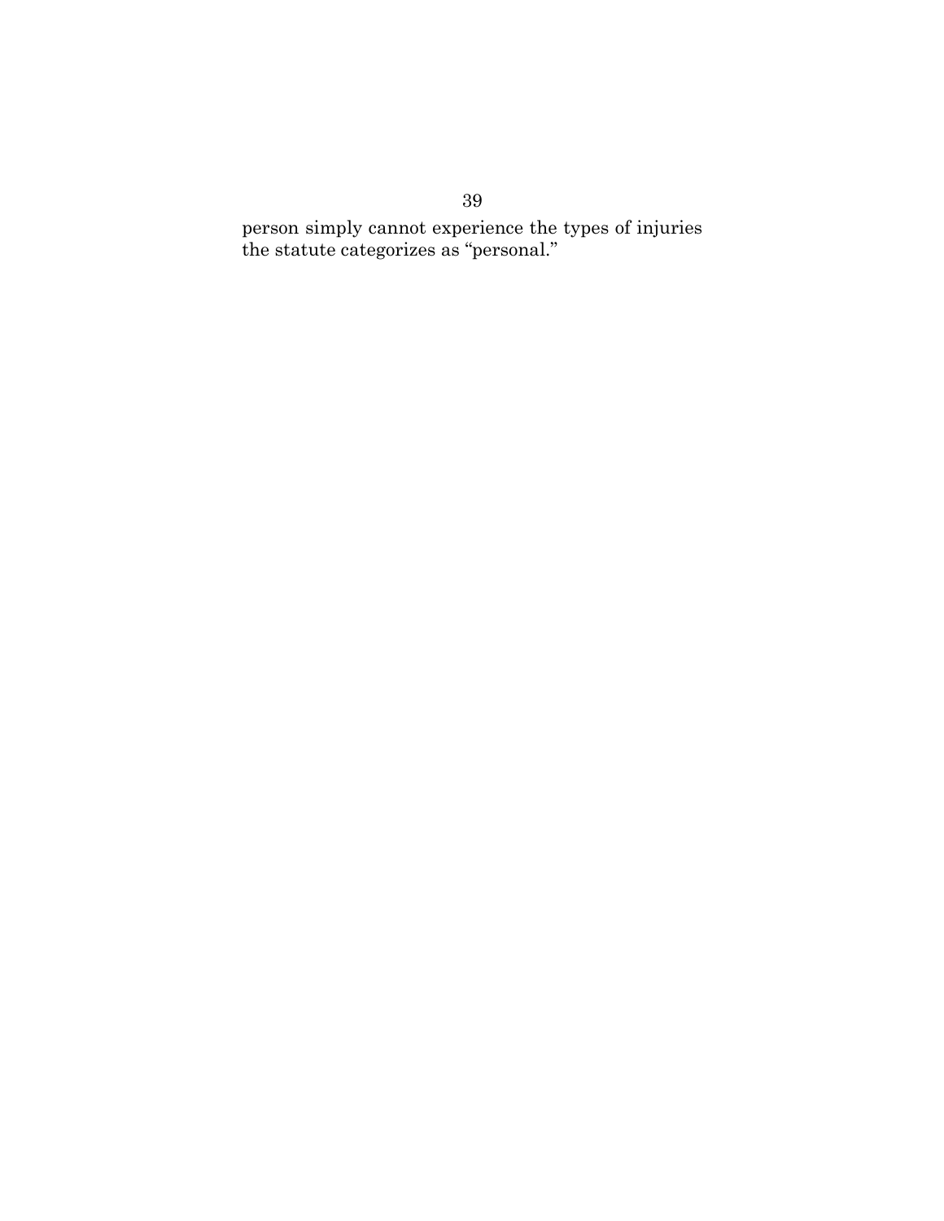person simply cannot experience the types of injuries the statute categorizes as "personal."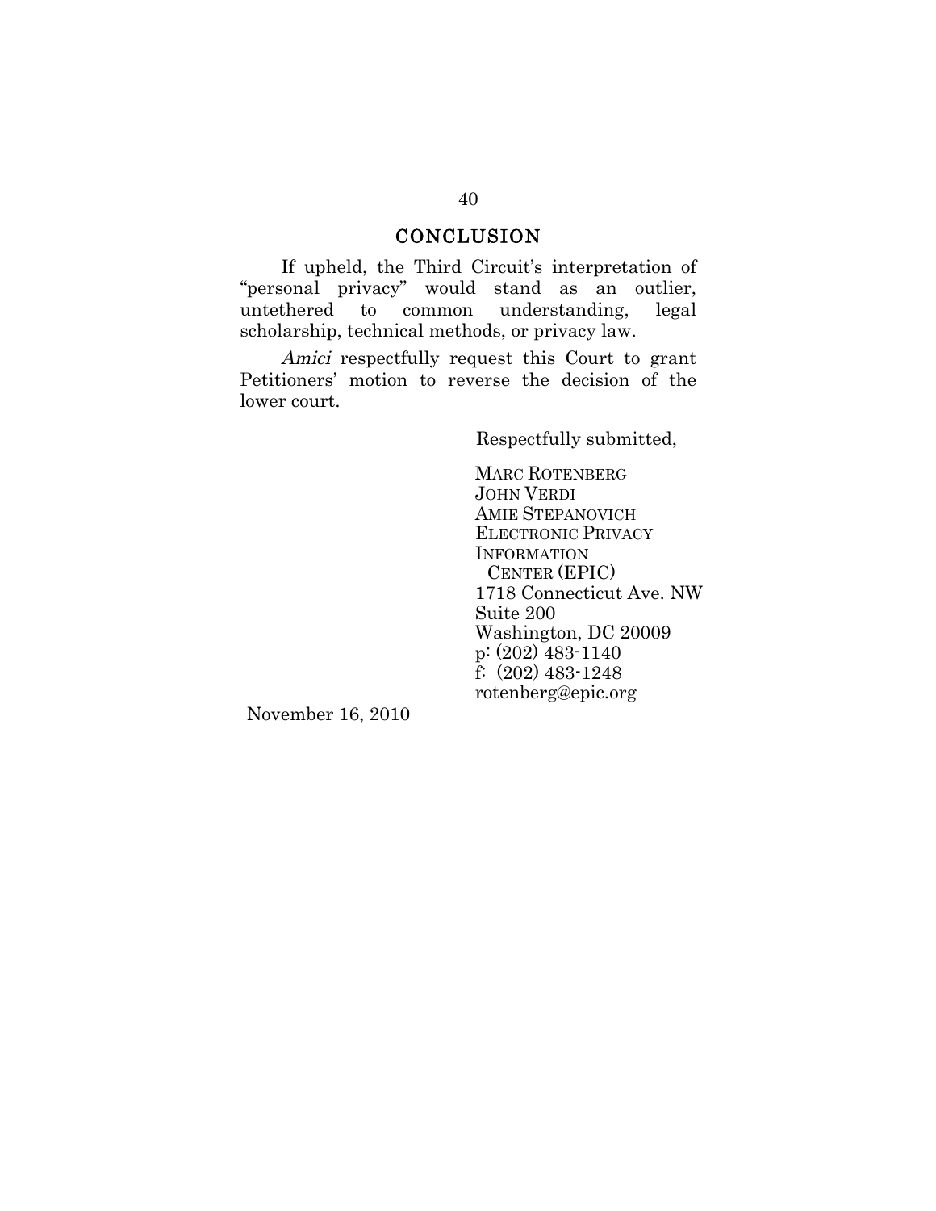## CONCLUSION

If upheld, the Third Circuit's interpretation of "personal privacy" would stand as an outlier, untethered to common understanding, legal scholarship, technical methods, or privacy law.

*Amici* respectfully request this Court to grant Petitioners' motion to reverse the decision of the lower court.

Respectfully submitted,

MARC ROTENBERG
JOHN VERDI
AMIE STEPANOVICH
ELECTRONIC PRIVACY INFORMATION CENTER (EPIC)
1718 Connecticut Ave. NW
Suite 200
Washington, DC 20009
p: (202) 483-1140
f: (202) 483-1248
rotenberg@epic.org

November 16, 2010